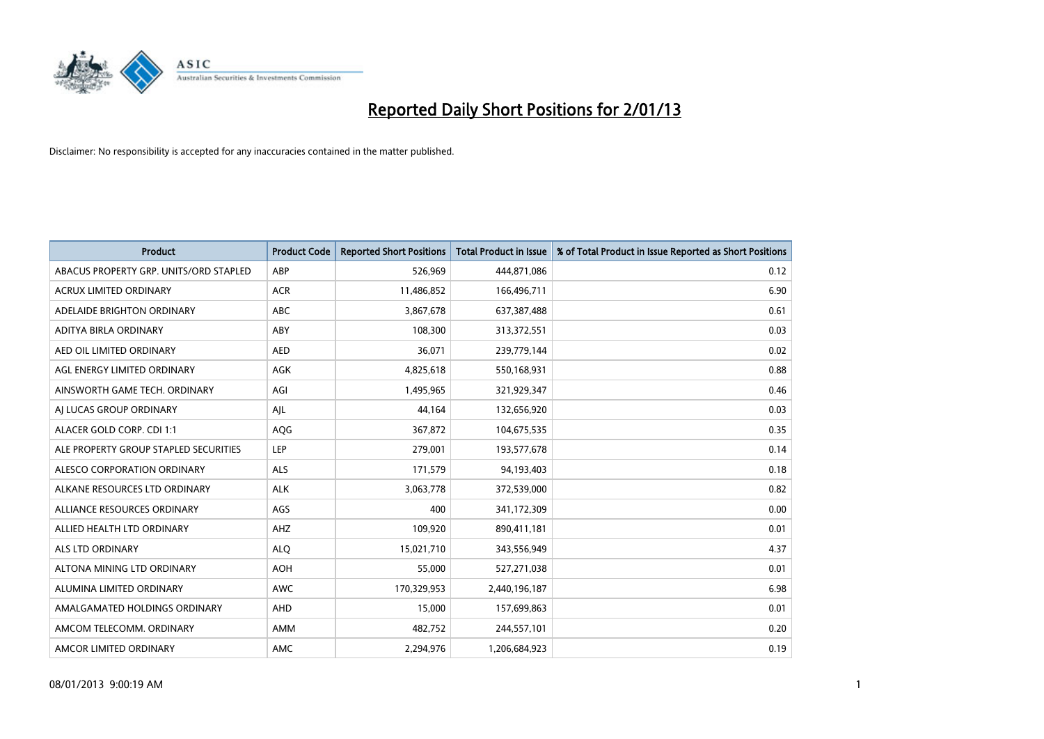# Reported Daily Short Positions for 2/01/13

Disclaimer: No responsibility is accepted for any inaccuracies contained in the matter published.

| Product | Product Code | Reported Short Positions | Total Product in Issue | % of Total Product in Issue Reported as Short Positions |
|---|---|---|---|---|
| ABACUS PROPERTY GRP. UNITS/ORD STAPLED | ABP | 526,969 | 444,871,086 | 0.12 |
| ACRUX LIMITED ORDINARY | ACR | 11,486,852 | 166,496,711 | 6.90 |
| ADELAIDE BRIGHTON ORDINARY | ABC | 3,867,678 | 637,387,488 | 0.61 |
| ADITYA BIRLA ORDINARY | ABY | 108,300 | 313,372,551 | 0.03 |
| AED OIL LIMITED ORDINARY | AED | 36,071 | 239,779,144 | 0.02 |
| AGL ENERGY LIMITED ORDINARY | AGK | 4,825,618 | 550,168,931 | 0.88 |
| AINSWORTH GAME TECH. ORDINARY | AGI | 1,495,965 | 321,929,347 | 0.46 |
| AJ LUCAS GROUP ORDINARY | AJL | 44,164 | 132,656,920 | 0.03 |
| ALACER GOLD CORP. CDI 1:1 | AQG | 367,872 | 104,675,535 | 0.35 |
| ALE PROPERTY GROUP STAPLED SECURITIES | LEP | 279,001 | 193,577,678 | 0.14 |
| ALESCO CORPORATION ORDINARY | ALS | 171,579 | 94,193,403 | 0.18 |
| ALKANE RESOURCES LTD ORDINARY | ALK | 3,063,778 | 372,539,000 | 0.82 |
| ALLIANCE RESOURCES ORDINARY | AGS | 400 | 341,172,309 | 0.00 |
| ALLIED HEALTH LTD ORDINARY | AHZ | 109,920 | 890,411,181 | 0.01 |
| ALS LTD ORDINARY | ALQ | 15,021,710 | 343,556,949 | 4.37 |
| ALTONA MINING LTD ORDINARY | AOH | 55,000 | 527,271,038 | 0.01 |
| ALUMINA LIMITED ORDINARY | AWC | 170,329,953 | 2,440,196,187 | 6.98 |
| AMALGAMATED HOLDINGS ORDINARY | AHD | 15,000 | 157,699,863 | 0.01 |
| AMCOM TELECOMM. ORDINARY | AMM | 482,752 | 244,557,101 | 0.20 |
| AMCOR LIMITED ORDINARY | AMC | 2,294,976 | 1,206,684,923 | 0.19 |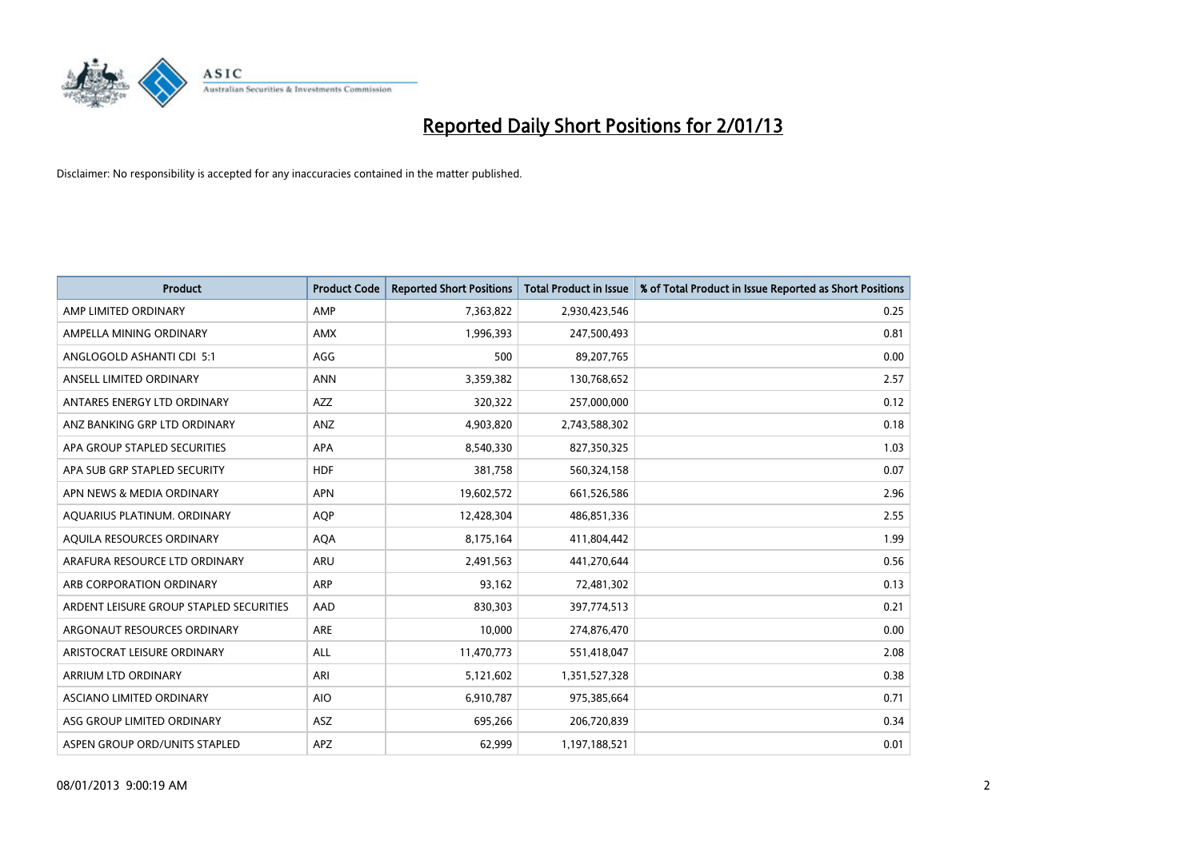# Reported Daily Short Positions for 2/01/13

Disclaimer: No responsibility is accepted for any inaccuracies contained in the matter published.

| Product | Product Code | Reported Short Positions | Total Product in Issue | % of Total Product in Issue Reported as Short Positions |
|---|---|---|---|---|
| AMP LIMITED ORDINARY | AMP | 7,363,822 | 2,930,423,546 | 0.25 |
| AMPELLA MINING ORDINARY | AMX | 1,996,393 | 247,500,493 | 0.81 |
| ANGLOGOLD ASHANTI CDI 5:1 | AGG | 500 | 89,207,765 | 0.00 |
| ANSELL LIMITED ORDINARY | ANN | 3,359,382 | 130,768,652 | 2.57 |
| ANTARES ENERGY LTD ORDINARY | AZZ | 320,322 | 257,000,000 | 0.12 |
| ANZ BANKING GRP LTD ORDINARY | ANZ | 4,903,820 | 2,743,588,302 | 0.18 |
| APA GROUP STAPLED SECURITIES | APA | 8,540,330 | 827,350,325 | 1.03 |
| APA SUB GRP STAPLED SECURITY | HDF | 381,758 | 560,324,158 | 0.07 |
| APN NEWS & MEDIA ORDINARY | APN | 19,602,572 | 661,526,586 | 2.96 |
| AQUARIUS PLATINUM. ORDINARY | AQP | 12,428,304 | 486,851,336 | 2.55 |
| AQUILA RESOURCES ORDINARY | AQA | 8,175,164 | 411,804,442 | 1.99 |
| ARAFURA RESOURCE LTD ORDINARY | ARU | 2,491,563 | 441,270,644 | 0.56 |
| ARB CORPORATION ORDINARY | ARP | 93,162 | 72,481,302 | 0.13 |
| ARDENT LEISURE GROUP STAPLED SECURITIES | AAD | 830,303 | 397,774,513 | 0.21 |
| ARGONAUT RESOURCES ORDINARY | ARE | 10,000 | 274,876,470 | 0.00 |
| ARISTOCRAT LEISURE ORDINARY | ALL | 11,470,773 | 551,418,047 | 2.08 |
| ARRIUM LTD ORDINARY | ARI | 5,121,602 | 1,351,527,328 | 0.38 |
| ASCIANO LIMITED ORDINARY | AIO | 6,910,787 | 975,385,664 | 0.71 |
| ASG GROUP LIMITED ORDINARY | ASZ | 695,266 | 206,720,839 | 0.34 |
| ASPEN GROUP ORD/UNITS STAPLED | APZ | 62,999 | 1,197,188,521 | 0.01 |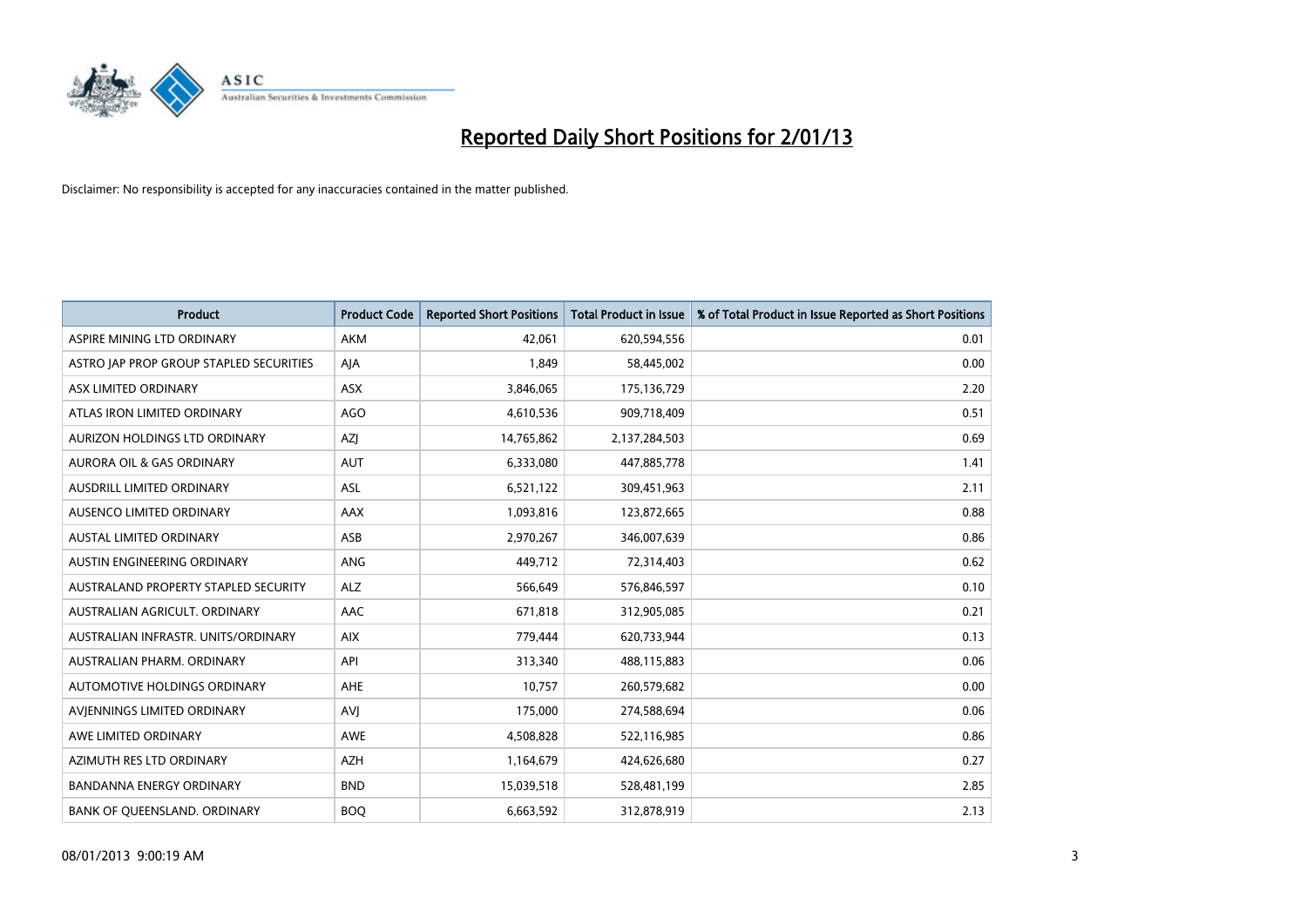# Reported Daily Short Positions for 2/01/13

Disclaimer: No responsibility is accepted for any inaccuracies contained in the matter published.

| Product | Product Code | Reported Short Positions | Total Product in Issue | % of Total Product in Issue Reported as Short Positions |
|---|---|---|---|---|
| ASPIRE MINING LTD ORDINARY | AKM | 42,061 | 620,594,556 | 0.01 |
| ASTRO JAP PROP GROUP STAPLED SECURITIES | AJA | 1,849 | 58,445,002 | 0.00 |
| ASX LIMITED ORDINARY | ASX | 3,846,065 | 175,136,729 | 2.20 |
| ATLAS IRON LIMITED ORDINARY | AGO | 4,610,536 | 909,718,409 | 0.51 |
| AURIZON HOLDINGS LTD ORDINARY | AZJ | 14,765,862 | 2,137,284,503 | 0.69 |
| AURORA OIL & GAS ORDINARY | AUT | 6,333,080 | 447,885,778 | 1.41 |
| AUSDRILL LIMITED ORDINARY | ASL | 6,521,122 | 309,451,963 | 2.11 |
| AUSENCO LIMITED ORDINARY | AAX | 1,093,816 | 123,872,665 | 0.88 |
| AUSTAL LIMITED ORDINARY | ASB | 2,970,267 | 346,007,639 | 0.86 |
| AUSTIN ENGINEERING ORDINARY | ANG | 449,712 | 72,314,403 | 0.62 |
| AUSTRALAND PROPERTY STAPLED SECURITY | ALZ | 566,649 | 576,846,597 | 0.10 |
| AUSTRALIAN AGRICULT. ORDINARY | AAC | 671,818 | 312,905,085 | 0.21 |
| AUSTRALIAN INFRASTR. UNITS/ORDINARY | AIX | 779,444 | 620,733,944 | 0.13 |
| AUSTRALIAN PHARM. ORDINARY | API | 313,340 | 488,115,883 | 0.06 |
| AUTOMOTIVE HOLDINGS ORDINARY | AHE | 10,757 | 260,579,682 | 0.00 |
| AVJENNINGS LIMITED ORDINARY | AVJ | 175,000 | 274,588,694 | 0.06 |
| AWE LIMITED ORDINARY | AWE | 4,508,828 | 522,116,985 | 0.86 |
| AZIMUTH RES LTD ORDINARY | AZH | 1,164,679 | 424,626,680 | 0.27 |
| BANDANNA ENERGY ORDINARY | BND | 15,039,518 | 528,481,199 | 2.85 |
| BANK OF QUEENSLAND. ORDINARY | BOQ | 6,663,592 | 312,878,919 | 2.13 |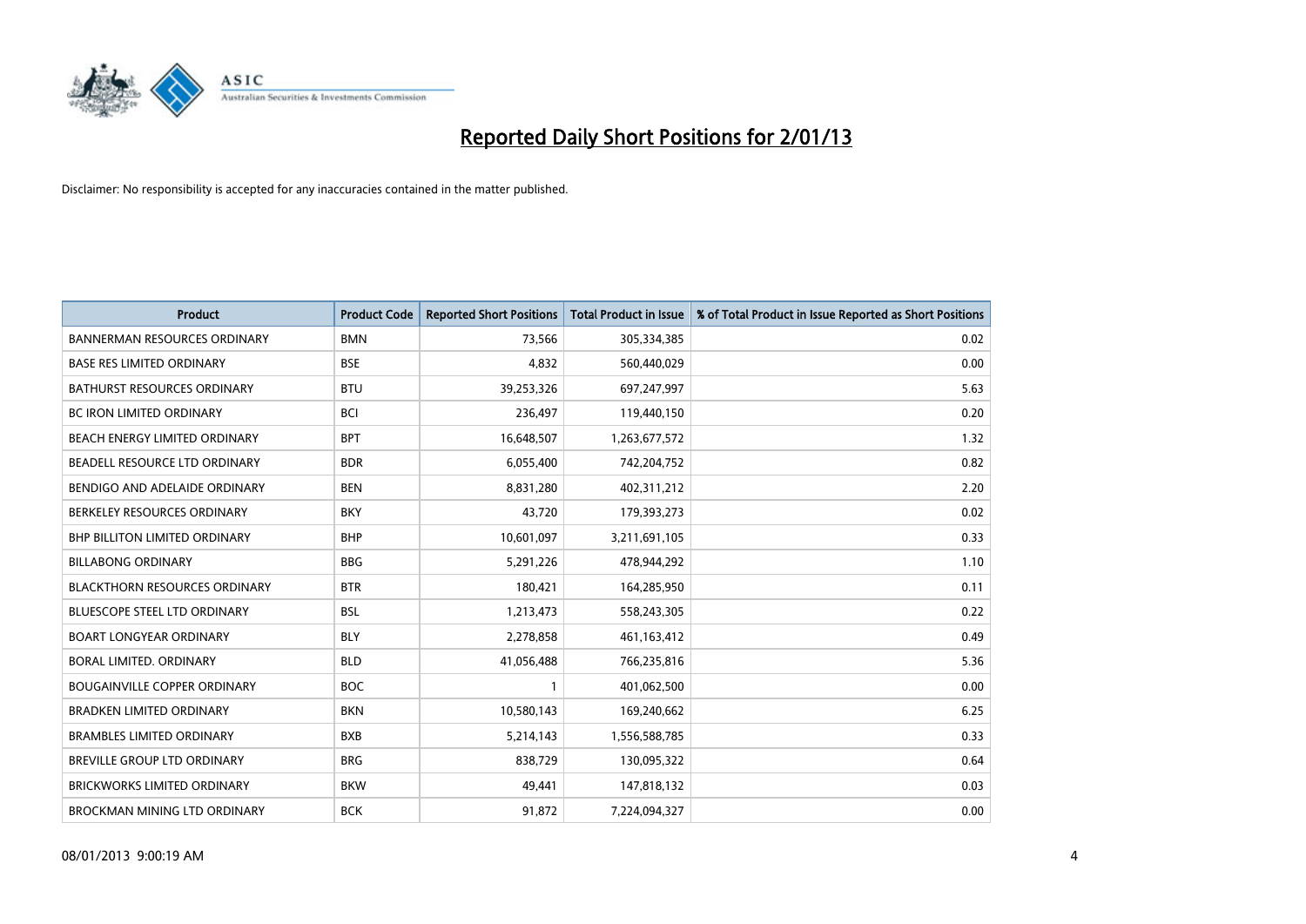# Reported Daily Short Positions for 2/01/13

Disclaimer: No responsibility is accepted for any inaccuracies contained in the matter published.

| Product | Product Code | Reported Short Positions | Total Product in Issue | % of Total Product in Issue Reported as Short Positions |
|---|---|---|---|---|
| BANNERMAN RESOURCES ORDINARY | BMN | 73,566 | 305,334,385 | 0.02 |
| BASE RES LIMITED ORDINARY | BSE | 4,832 | 560,440,029 | 0.00 |
| BATHURST RESOURCES ORDINARY | BTU | 39,253,326 | 697,247,997 | 5.63 |
| BC IRON LIMITED ORDINARY | BCI | 236,497 | 119,440,150 | 0.20 |
| BEACH ENERGY LIMITED ORDINARY | BPT | 16,648,507 | 1,263,677,572 | 1.32 |
| BEADELL RESOURCE LTD ORDINARY | BDR | 6,055,400 | 742,204,752 | 0.82 |
| BENDIGO AND ADELAIDE ORDINARY | BEN | 8,831,280 | 402,311,212 | 2.20 |
| BERKELEY RESOURCES ORDINARY | BKY | 43,720 | 179,393,273 | 0.02 |
| BHP BILLITON LIMITED ORDINARY | BHP | 10,601,097 | 3,211,691,105 | 0.33 |
| BILLABONG ORDINARY | BBG | 5,291,226 | 478,944,292 | 1.10 |
| BLACKTHORN RESOURCES ORDINARY | BTR | 180,421 | 164,285,950 | 0.11 |
| BLUESCOPE STEEL LTD ORDINARY | BSL | 1,213,473 | 558,243,305 | 0.22 |
| BOART LONGYEAR ORDINARY | BLY | 2,278,858 | 461,163,412 | 0.49 |
| BORAL LIMITED. ORDINARY | BLD | 41,056,488 | 766,235,816 | 5.36 |
| BOUGAINVILLE COPPER ORDINARY | BOC | 1 | 401,062,500 | 0.00 |
| BRADKEN LIMITED ORDINARY | BKN | 10,580,143 | 169,240,662 | 6.25 |
| BRAMBLES LIMITED ORDINARY | BXB | 5,214,143 | 1,556,588,785 | 0.33 |
| BREVILLE GROUP LTD ORDINARY | BRG | 838,729 | 130,095,322 | 0.64 |
| BRICKWORKS LIMITED ORDINARY | BKW | 49,441 | 147,818,132 | 0.03 |
| BROCKMAN MINING LTD ORDINARY | BCK | 91,872 | 7,224,094,327 | 0.00 |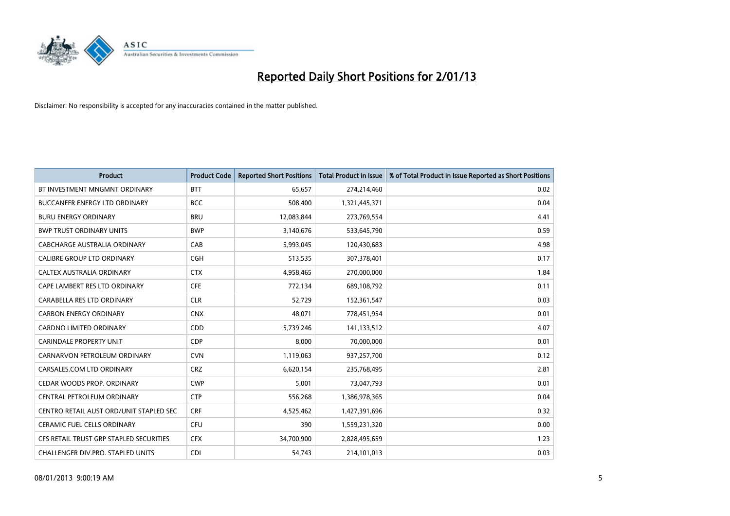# Reported Daily Short Positions for 2/01/13

Disclaimer: No responsibility is accepted for any inaccuracies contained in the matter published.

| Product | Product Code | Reported Short Positions | Total Product in Issue | % of Total Product in Issue Reported as Short Positions |
| --- | --- | --- | --- | --- |
| BT INVESTMENT MNGMNT ORDINARY | BTT | 65,657 | 274,214,460 | 0.02 |
| BUCCANEER ENERGY LTD ORDINARY | BCC | 508,400 | 1,321,445,371 | 0.04 |
| BURU ENERGY ORDINARY | BRU | 12,083,844 | 273,769,554 | 4.41 |
| BWP TRUST ORDINARY UNITS | BWP | 3,140,676 | 533,645,790 | 0.59 |
| CABCHARGE AUSTRALIA ORDINARY | CAB | 5,993,045 | 120,430,683 | 4.98 |
| CALIBRE GROUP LTD ORDINARY | CGH | 513,535 | 307,378,401 | 0.17 |
| CALTEX AUSTRALIA ORDINARY | CTX | 4,958,465 | 270,000,000 | 1.84 |
| CAPE LAMBERT RES LTD ORDINARY | CFE | 772,134 | 689,108,792 | 0.11 |
| CARABELLA RES LTD ORDINARY | CLR | 52,729 | 152,361,547 | 0.03 |
| CARBON ENERGY ORDINARY | CNX | 48,071 | 778,451,954 | 0.01 |
| CARDNO LIMITED ORDINARY | CDD | 5,739,246 | 141,133,512 | 4.07 |
| CARINDALE PROPERTY UNIT | CDP | 8,000 | 70,000,000 | 0.01 |
| CARNARVON PETROLEUM ORDINARY | CVN | 1,119,063 | 937,257,700 | 0.12 |
| CARSALES.COM LTD ORDINARY | CRZ | 6,620,154 | 235,768,495 | 2.81 |
| CEDAR WOODS PROP. ORDINARY | CWP | 5,001 | 73,047,793 | 0.01 |
| CENTRAL PETROLEUM ORDINARY | CTP | 556,268 | 1,386,978,365 | 0.04 |
| CENTRO RETAIL AUST ORD/UNIT STAPLED SEC | CRF | 4,525,462 | 1,427,391,696 | 0.32 |
| CERAMIC FUEL CELLS ORDINARY | CFU | 390 | 1,559,231,320 | 0.00 |
| CFS RETAIL TRUST GRP STAPLED SECURITIES | CFX | 34,700,900 | 2,828,495,659 | 1.23 |
| CHALLENGER DIV.PRO. STAPLED UNITS | CDI | 54,743 | 214,101,013 | 0.03 |

08/01/2013 9:00:19 AM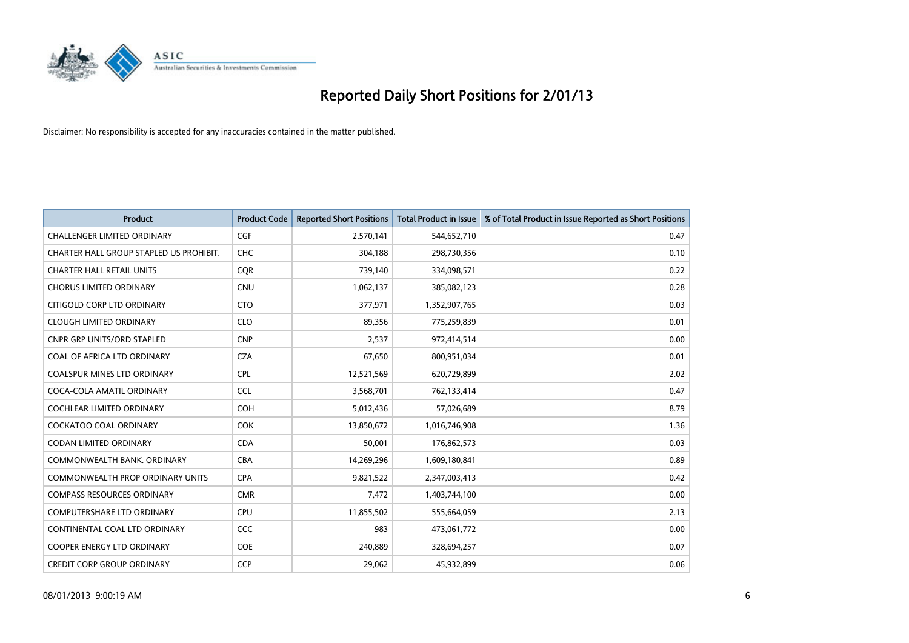# Reported Daily Short Positions for 2/01/13

Disclaimer: No responsibility is accepted for any inaccuracies contained in the matter published.

| Product | Product Code | Reported Short Positions | Total Product in Issue | % of Total Product in Issue Reported as Short Positions |
|---|---|---|---|---|
| CHALLENGER LIMITED ORDINARY | CGF | 2,570,141 | 544,652,710 | 0.47 |
| CHARTER HALL GROUP STAPLED US PROHIBIT. | CHC | 304,188 | 298,730,356 | 0.10 |
| CHARTER HALL RETAIL UNITS | CQR | 739,140 | 334,098,571 | 0.22 |
| CHORUS LIMITED ORDINARY | CNU | 1,062,137 | 385,082,123 | 0.28 |
| CITIGOLD CORP LTD ORDINARY | CTO | 377,971 | 1,352,907,765 | 0.03 |
| CLOUGH LIMITED ORDINARY | CLO | 89,356 | 775,259,839 | 0.01 |
| CNPR GRP UNITS/ORD STAPLED | CNP | 2,537 | 972,414,514 | 0.00 |
| COAL OF AFRICA LTD ORDINARY | CZA | 67,650 | 800,951,034 | 0.01 |
| COALSPUR MINES LTD ORDINARY | CPL | 12,521,569 | 620,729,899 | 2.02 |
| COCA-COLA AMATIL ORDINARY | CCL | 3,568,701 | 762,133,414 | 0.47 |
| COCHLEAR LIMITED ORDINARY | COH | 5,012,436 | 57,026,689 | 8.79 |
| COCKATOO COAL ORDINARY | COK | 13,850,672 | 1,016,746,908 | 1.36 |
| CODAN LIMITED ORDINARY | CDA | 50,001 | 176,862,573 | 0.03 |
| COMMONWEALTH BANK. ORDINARY | CBA | 14,269,296 | 1,609,180,841 | 0.89 |
| COMMONWEALTH PROP ORDINARY UNITS | CPA | 9,821,522 | 2,347,003,413 | 0.42 |
| COMPASS RESOURCES ORDINARY | CMR | 7,472 | 1,403,744,100 | 0.00 |
| COMPUTERSHARE LTD ORDINARY | CPU | 11,855,502 | 555,664,059 | 2.13 |
| CONTINENTAL COAL LTD ORDINARY | CCC | 983 | 473,061,772 | 0.00 |
| COOPER ENERGY LTD ORDINARY | COE | 240,889 | 328,694,257 | 0.07 |
| CREDIT CORP GROUP ORDINARY | CCP | 29,062 | 45,932,899 | 0.06 |

08/01/2013 9:00:19 AM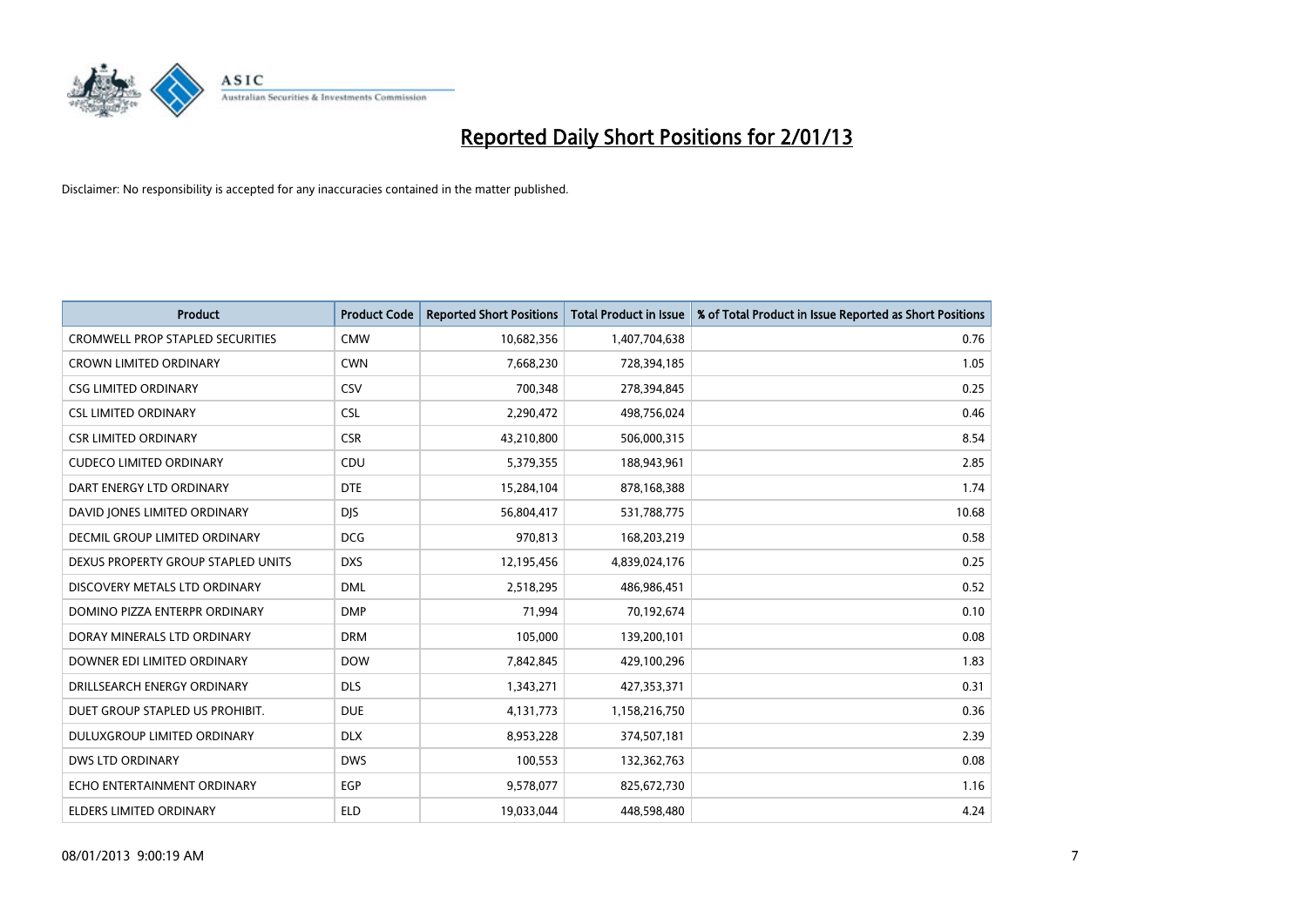# Reported Daily Short Positions for 2/01/13

Disclaimer: No responsibility is accepted for any inaccuracies contained in the matter published.

| Product | Product Code | Reported Short Positions | Total Product in Issue | % of Total Product in Issue Reported as Short Positions |
|---|---|---|---|---|
| CROMWELL PROP STAPLED SECURITIES | CMW | 10,682,356 | 1,407,704,638 | 0.76 |
| CROWN LIMITED ORDINARY | CWN | 7,668,230 | 728,394,185 | 1.05 |
| CSG LIMITED ORDINARY | CSV | 700,348 | 278,394,845 | 0.25 |
| CSL LIMITED ORDINARY | CSL | 2,290,472 | 498,756,024 | 0.46 |
| CSR LIMITED ORDINARY | CSR | 43,210,800 | 506,000,315 | 8.54 |
| CUDECO LIMITED ORDINARY | CDU | 5,379,355 | 188,943,961 | 2.85 |
| DART ENERGY LTD ORDINARY | DTE | 15,284,104 | 878,168,388 | 1.74 |
| DAVID JONES LIMITED ORDINARY | DJS | 56,804,417 | 531,788,775 | 10.68 |
| DECMIL GROUP LIMITED ORDINARY | DCG | 970,813 | 168,203,219 | 0.58 |
| DEXUS PROPERTY GROUP STAPLED UNITS | DXS | 12,195,456 | 4,839,024,176 | 0.25 |
| DISCOVERY METALS LTD ORDINARY | DML | 2,518,295 | 486,986,451 | 0.52 |
| DOMINO PIZZA ENTERPR ORDINARY | DMP | 71,994 | 70,192,674 | 0.10 |
| DORAY MINERALS LTD ORDINARY | DRM | 105,000 | 139,200,101 | 0.08 |
| DOWNER EDI LIMITED ORDINARY | DOW | 7,842,845 | 429,100,296 | 1.83 |
| DRILLSEARCH ENERGY ORDINARY | DLS | 1,343,271 | 427,353,371 | 0.31 |
| DUET GROUP STAPLED US PROHIBIT. | DUE | 4,131,773 | 1,158,216,750 | 0.36 |
| DULUXGROUP LIMITED ORDINARY | DLX | 8,953,228 | 374,507,181 | 2.39 |
| DWS LTD ORDINARY | DWS | 100,553 | 132,362,763 | 0.08 |
| ECHO ENTERTAINMENT ORDINARY | EGP | 9,578,077 | 825,672,730 | 1.16 |
| ELDERS LIMITED ORDINARY | ELD | 19,033,044 | 448,598,480 | 4.24 |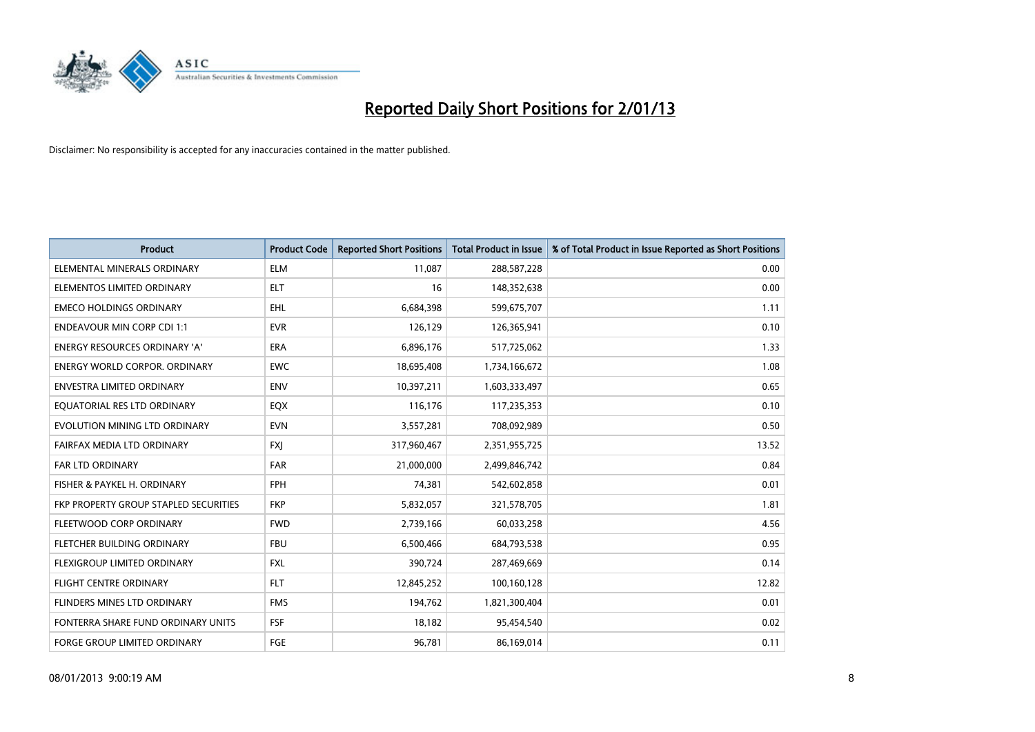# Reported Daily Short Positions for 2/01/13

Disclaimer: No responsibility is accepted for any inaccuracies contained in the matter published.

| Product | Product Code | Reported Short Positions | Total Product in Issue | % of Total Product in Issue Reported as Short Positions |
|---|---|---|---|---|
| ELEMENTAL MINERALS ORDINARY | ELM | 11,087 | 288,587,228 | 0.00 |
| ELEMENTOS LIMITED ORDINARY | ELT | 16 | 148,352,638 | 0.00 |
| EMECO HOLDINGS ORDINARY | EHL | 6,684,398 | 599,675,707 | 1.11 |
| ENDEAVOUR MIN CORP CDI 1:1 | EVR | 126,129 | 126,365,941 | 0.10 |
| ENERGY RESOURCES ORDINARY 'A' | ERA | 6,896,176 | 517,725,062 | 1.33 |
| ENERGY WORLD CORPOR. ORDINARY | EWC | 18,695,408 | 1,734,166,672 | 1.08 |
| ENVESTRA LIMITED ORDINARY | ENV | 10,397,211 | 1,603,333,497 | 0.65 |
| EQUATORIAL RES LTD ORDINARY | EQX | 116,176 | 117,235,353 | 0.10 |
| EVOLUTION MINING LTD ORDINARY | EVN | 3,557,281 | 708,092,989 | 0.50 |
| FAIRFAX MEDIA LTD ORDINARY | FXJ | 317,960,467 | 2,351,955,725 | 13.52 |
| FAR LTD ORDINARY | FAR | 21,000,000 | 2,499,846,742 | 0.84 |
| FISHER & PAYKEL H. ORDINARY | FPH | 74,381 | 542,602,858 | 0.01 |
| FKP PROPERTY GROUP STAPLED SECURITIES | FKP | 5,832,057 | 321,578,705 | 1.81 |
| FLEETWOOD CORP ORDINARY | FWD | 2,739,166 | 60,033,258 | 4.56 |
| FLETCHER BUILDING ORDINARY | FBU | 6,500,466 | 684,793,538 | 0.95 |
| FLEXIGROUP LIMITED ORDINARY | FXL | 390,724 | 287,469,669 | 0.14 |
| FLIGHT CENTRE ORDINARY | FLT | 12,845,252 | 100,160,128 | 12.82 |
| FLINDERS MINES LTD ORDINARY | FMS | 194,762 | 1,821,300,404 | 0.01 |
| FONTERRA SHARE FUND ORDINARY UNITS | FSF | 18,182 | 95,454,540 | 0.02 |
| FORGE GROUP LIMITED ORDINARY | FGE | 96,781 | 86,169,014 | 0.11 |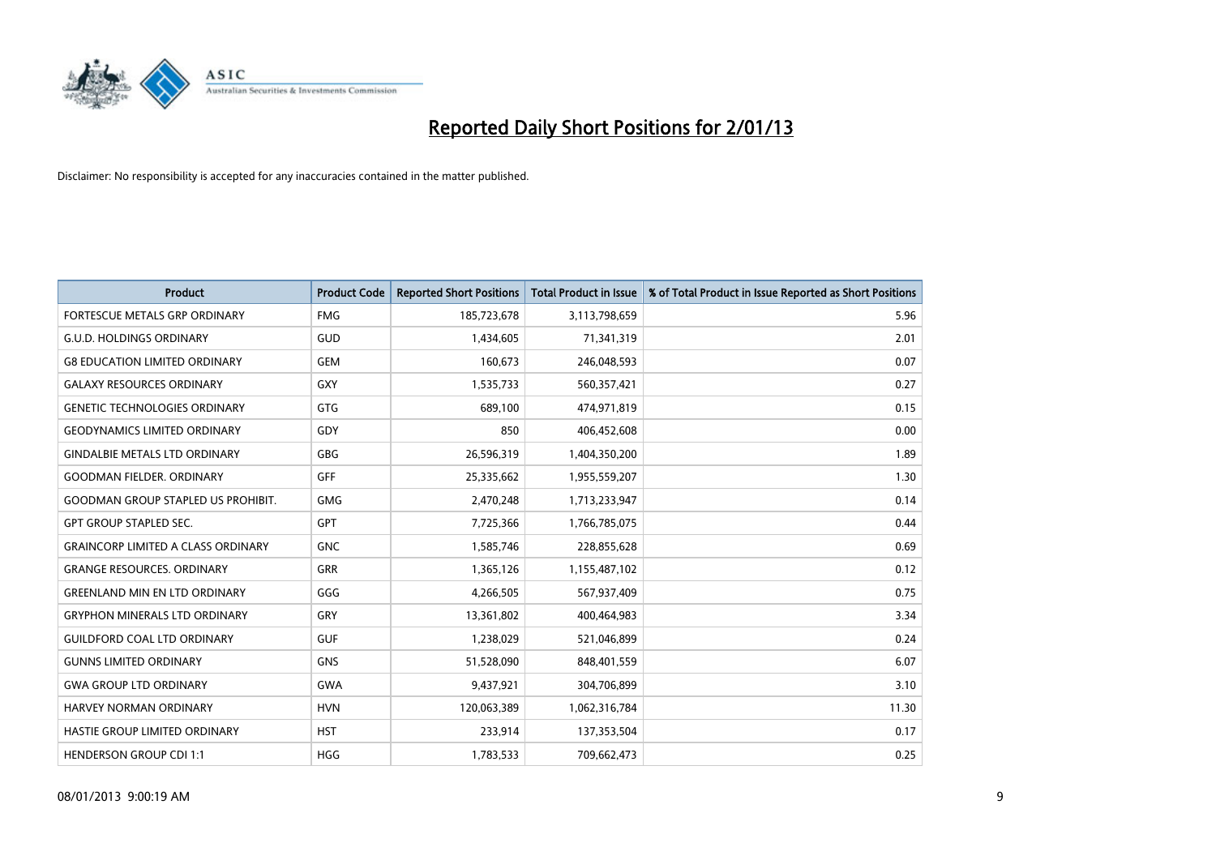# Reported Daily Short Positions for 2/01/13

Disclaimer: No responsibility is accepted for any inaccuracies contained in the matter published.

| Product | Product Code | Reported Short Positions | Total Product in Issue | % of Total Product in Issue Reported as Short Positions |
|---|---|---|---|---|
| FORTESCUE METALS GRP ORDINARY | FMG | 185,723,678 | 3,113,798,659 | 5.96 |
| G.U.D. HOLDINGS ORDINARY | GUD | 1,434,605 | 71,341,319 | 2.01 |
| G8 EDUCATION LIMITED ORDINARY | GEM | 160,673 | 246,048,593 | 0.07 |
| GALAXY RESOURCES ORDINARY | GXY | 1,535,733 | 560,357,421 | 0.27 |
| GENETIC TECHNOLOGIES ORDINARY | GTG | 689,100 | 474,971,819 | 0.15 |
| GEODYNAMICS LIMITED ORDINARY | GDY | 850 | 406,452,608 | 0.00 |
| GINDALBIE METALS LTD ORDINARY | GBG | 26,596,319 | 1,404,350,200 | 1.89 |
| GOODMAN FIELDER. ORDINARY | GFF | 25,335,662 | 1,955,559,207 | 1.30 |
| GOODMAN GROUP STAPLED US PROHIBIT. | GMG | 2,470,248 | 1,713,233,947 | 0.14 |
| GPT GROUP STAPLED SEC. | GPT | 7,725,366 | 1,766,785,075 | 0.44 |
| GRAINCORP LIMITED A CLASS ORDINARY | GNC | 1,585,746 | 228,855,628 | 0.69 |
| GRANGE RESOURCES. ORDINARY | GRR | 1,365,126 | 1,155,487,102 | 0.12 |
| GREENLAND MIN EN LTD ORDINARY | GGG | 4,266,505 | 567,937,409 | 0.75 |
| GRYPHON MINERALS LTD ORDINARY | GRY | 13,361,802 | 400,464,983 | 3.34 |
| GUILDFORD COAL LTD ORDINARY | GUF | 1,238,029 | 521,046,899 | 0.24 |
| GUNNS LIMITED ORDINARY | GNS | 51,528,090 | 848,401,559 | 6.07 |
| GWA GROUP LTD ORDINARY | GWA | 9,437,921 | 304,706,899 | 3.10 |
| HARVEY NORMAN ORDINARY | HVN | 120,063,389 | 1,062,316,784 | 11.30 |
| HASTIE GROUP LIMITED ORDINARY | HST | 233,914 | 137,353,504 | 0.17 |
| HENDERSON GROUP CDI 1:1 | HGG | 1,783,533 | 709,662,473 | 0.25 |

08/01/2013 9:00:19 AM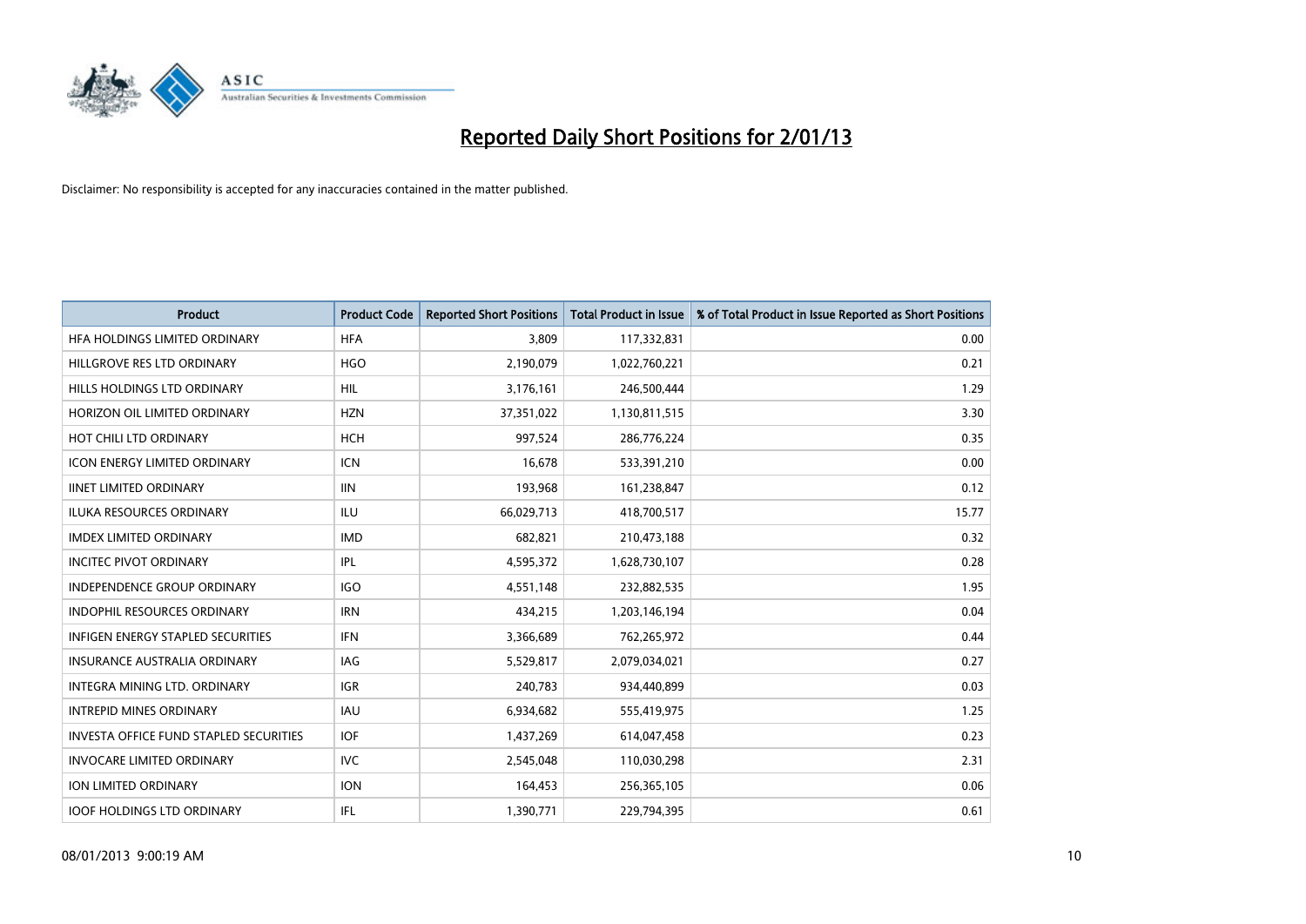# Reported Daily Short Positions for 2/01/13

Disclaimer: No responsibility is accepted for any inaccuracies contained in the matter published.

| Product | Product Code | Reported Short Positions | Total Product in Issue | % of Total Product in Issue Reported as Short Positions |
|---|---|---|---|---|
| HFA HOLDINGS LIMITED ORDINARY | HFA | 3,809 | 117,332,831 | 0.00 |
| HILLGROVE RES LTD ORDINARY | HGO | 2,190,079 | 1,022,760,221 | 0.21 |
| HILLS HOLDINGS LTD ORDINARY | HIL | 3,176,161 | 246,500,444 | 1.29 |
| HORIZON OIL LIMITED ORDINARY | HZN | 37,351,022 | 1,130,811,515 | 3.30 |
| HOT CHILI LTD ORDINARY | HCH | 997,524 | 286,776,224 | 0.35 |
| ICON ENERGY LIMITED ORDINARY | ICN | 16,678 | 533,391,210 | 0.00 |
| IINET LIMITED ORDINARY | IIN | 193,968 | 161,238,847 | 0.12 |
| ILUKA RESOURCES ORDINARY | ILU | 66,029,713 | 418,700,517 | 15.77 |
| IMDEX LIMITED ORDINARY | IMD | 682,821 | 210,473,188 | 0.32 |
| INCITEC PIVOT ORDINARY | IPL | 4,595,372 | 1,628,730,107 | 0.28 |
| INDEPENDENCE GROUP ORDINARY | IGO | 4,551,148 | 232,882,535 | 1.95 |
| INDOPHIL RESOURCES ORDINARY | IRN | 434,215 | 1,203,146,194 | 0.04 |
| INFIGEN ENERGY STAPLED SECURITIES | IFN | 3,366,689 | 762,265,972 | 0.44 |
| INSURANCE AUSTRALIA ORDINARY | IAG | 5,529,817 | 2,079,034,021 | 0.27 |
| INTEGRA MINING LTD. ORDINARY | IGR | 240,783 | 934,440,899 | 0.03 |
| INTREPID MINES ORDINARY | IAU | 6,934,682 | 555,419,975 | 1.25 |
| INVESTA OFFICE FUND STAPLED SECURITIES | IOF | 1,437,269 | 614,047,458 | 0.23 |
| INVOCARE LIMITED ORDINARY | IVC | 2,545,048 | 110,030,298 | 2.31 |
| ION LIMITED ORDINARY | ION | 164,453 | 256,365,105 | 0.06 |
| IOOF HOLDINGS LTD ORDINARY | IFL | 1,390,771 | 229,794,395 | 0.61 |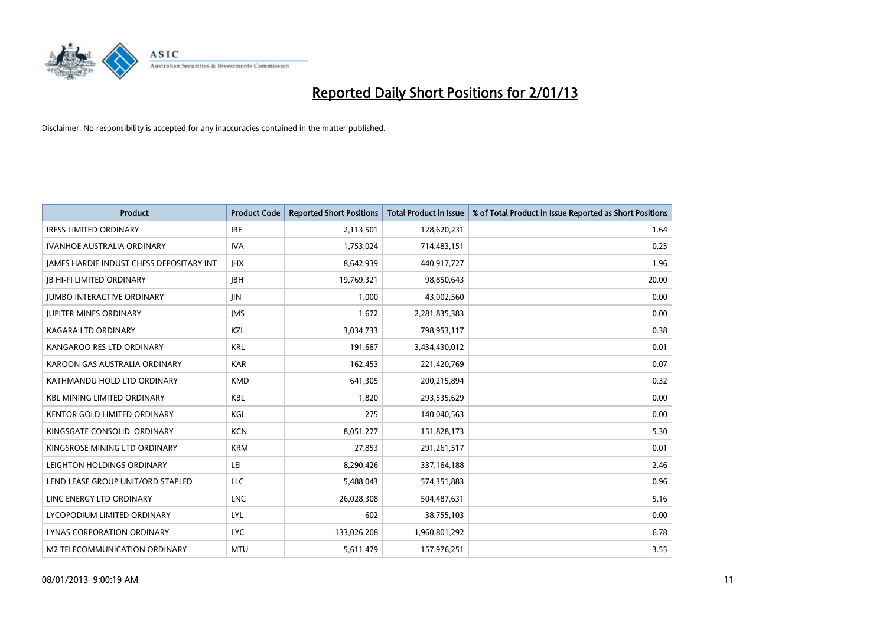# Reported Daily Short Positions for 2/01/13

Disclaimer: No responsibility is accepted for any inaccuracies contained in the matter published.

| Product | Product Code | Reported Short Positions | Total Product in Issue | % of Total Product in Issue Reported as Short Positions |
|---|---|---|---|---|
| IRESS LIMITED ORDINARY | IRE | 2,113,501 | 128,620,231 | 1.64 |
| IVANHOE AUSTRALIA ORDINARY | IVA | 1,753,024 | 714,483,151 | 0.25 |
| JAMES HARDIE INDUST CHESS DEPOSITARY INT | JHX | 8,642,939 | 440,917,727 | 1.96 |
| JB HI-FI LIMITED ORDINARY | JBH | 19,769,321 | 98,850,643 | 20.00 |
| JUMBO INTERACTIVE ORDINARY | JIN | 1,000 | 43,002,560 | 0.00 |
| JUPITER MINES ORDINARY | JMS | 1,672 | 2,281,835,383 | 0.00 |
| KAGARA LTD ORDINARY | KZL | 3,034,733 | 798,953,117 | 0.38 |
| KANGAROO RES LTD ORDINARY | KRL | 191,687 | 3,434,430,012 | 0.01 |
| KAROON GAS AUSTRALIA ORDINARY | KAR | 162,453 | 221,420,769 | 0.07 |
| KATHMANDU HOLD LTD ORDINARY | KMD | 641,305 | 200,215,894 | 0.32 |
| KBL MINING LIMITED ORDINARY | KBL | 1,820 | 293,535,629 | 0.00 |
| KENTOR GOLD LIMITED ORDINARY | KGL | 275 | 140,040,563 | 0.00 |
| KINGSGATE CONSOLID. ORDINARY | KCN | 8,051,277 | 151,828,173 | 5.30 |
| KINGSROSE MINING LTD ORDINARY | KRM | 27,853 | 291,261,517 | 0.01 |
| LEIGHTON HOLDINGS ORDINARY | LEI | 8,290,426 | 337,164,188 | 2.46 |
| LEND LEASE GROUP UNIT/ORD STAPLED | LLC | 5,488,043 | 574,351,883 | 0.96 |
| LINC ENERGY LTD ORDINARY | LNC | 26,028,308 | 504,487,631 | 5.16 |
| LYCOPODIUM LIMITED ORDINARY | LYL | 602 | 38,755,103 | 0.00 |
| LYNAS CORPORATION ORDINARY | LYC | 133,026,208 | 1,960,801,292 | 6.78 |
| M2 TELECOMMUNICATION ORDINARY | MTU | 5,611,479 | 157,976,251 | 3.55 |

08/01/2013 9:00:19 AM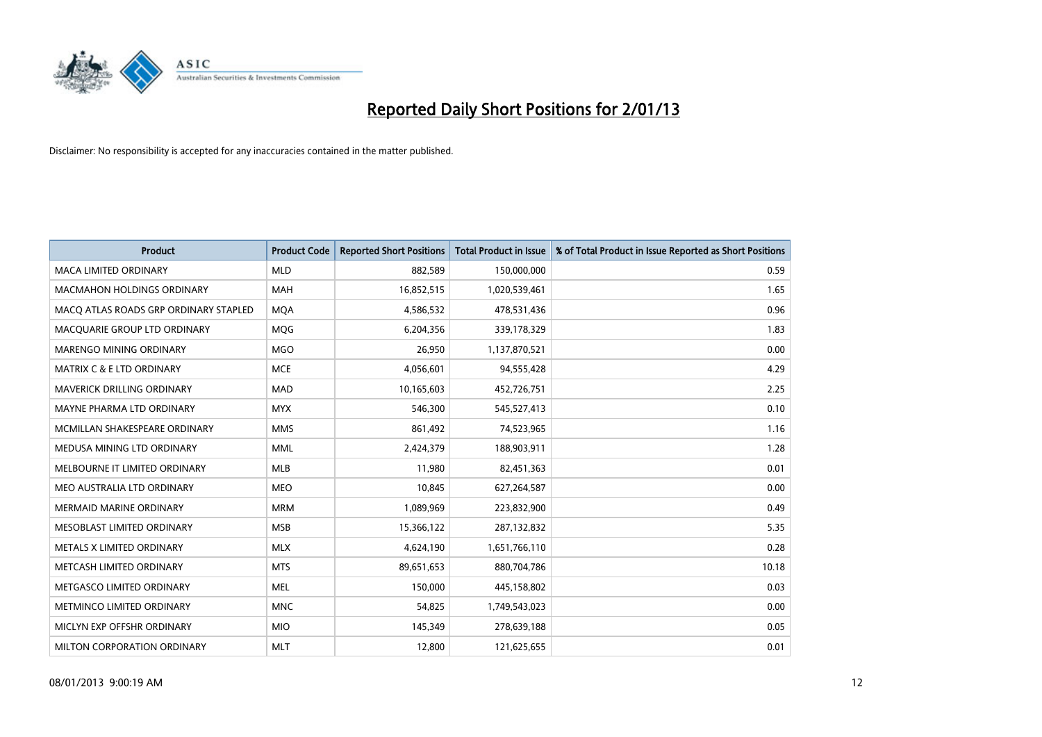# Reported Daily Short Positions for 2/01/13

Disclaimer: No responsibility is accepted for any inaccuracies contained in the matter published.

| Product | Product Code | Reported Short Positions | Total Product in Issue | % of Total Product in Issue Reported as Short Positions |
|---|---|---|---|---|
| MACA LIMITED ORDINARY | MLD | 882,589 | 150,000,000 | 0.59 |
| MACMAHON HOLDINGS ORDINARY | MAH | 16,852,515 | 1,020,539,461 | 1.65 |
| MACQ ATLAS ROADS GRP ORDINARY STAPLED | MQA | 4,586,532 | 478,531,436 | 0.96 |
| MACQUARIE GROUP LTD ORDINARY | MQG | 6,204,356 | 339,178,329 | 1.83 |
| MARENGO MINING ORDINARY | MGO | 26,950 | 1,137,870,521 | 0.00 |
| MATRIX C & E LTD ORDINARY | MCE | 4,056,601 | 94,555,428 | 4.29 |
| MAVERICK DRILLING ORDINARY | MAD | 10,165,603 | 452,726,751 | 2.25 |
| MAYNE PHARMA LTD ORDINARY | MYX | 546,300 | 545,527,413 | 0.10 |
| MCMILLAN SHAKESPEARE ORDINARY | MMS | 861,492 | 74,523,965 | 1.16 |
| MEDUSA MINING LTD ORDINARY | MML | 2,424,379 | 188,903,911 | 1.28 |
| MELBOURNE IT LIMITED ORDINARY | MLB | 11,980 | 82,451,363 | 0.01 |
| MEO AUSTRALIA LTD ORDINARY | MEO | 10,845 | 627,264,587 | 0.00 |
| MERMAID MARINE ORDINARY | MRM | 1,089,969 | 223,832,900 | 0.49 |
| MESOBLAST LIMITED ORDINARY | MSB | 15,366,122 | 287,132,832 | 5.35 |
| METALS X LIMITED ORDINARY | MLX | 4,624,190 | 1,651,766,110 | 0.28 |
| METCASH LIMITED ORDINARY | MTS | 89,651,653 | 880,704,786 | 10.18 |
| METGASCO LIMITED ORDINARY | MEL | 150,000 | 445,158,802 | 0.03 |
| METMINCO LIMITED ORDINARY | MNC | 54,825 | 1,749,543,023 | 0.00 |
| MICLYN EXP OFFSHR ORDINARY | MIO | 145,349 | 278,639,188 | 0.05 |
| MILTON CORPORATION ORDINARY | MLT | 12,800 | 121,625,655 | 0.01 |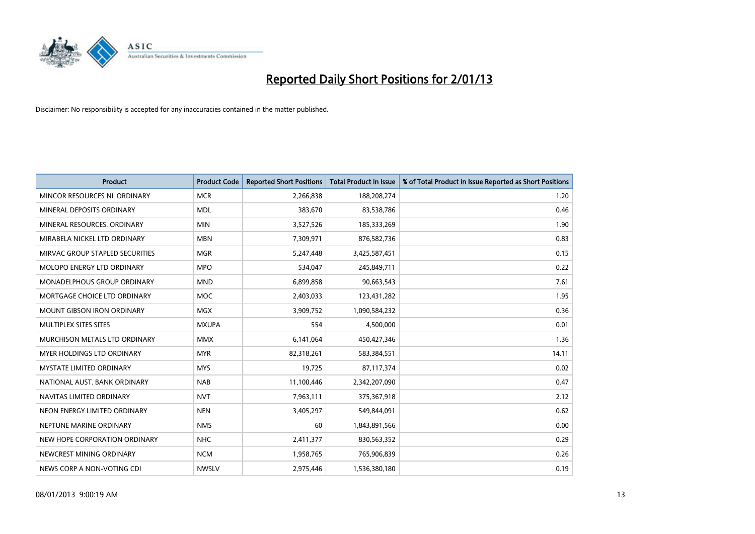# Reported Daily Short Positions for 2/01/13

Disclaimer: No responsibility is accepted for any inaccuracies contained in the matter published.

| Product | Product Code | Reported Short Positions | Total Product in Issue | % of Total Product in Issue Reported as Short Positions |
|---|---|---|---|---|
| MINCOR RESOURCES NL ORDINARY | MCR | 2,266,838 | 188,208,274 | 1.20 |
| MINERAL DEPOSITS ORDINARY | MDL | 383,670 | 83,538,786 | 0.46 |
| MINERAL RESOURCES. ORDINARY | MIN | 3,527,526 | 185,333,269 | 1.90 |
| MIRABELA NICKEL LTD ORDINARY | MBN | 7,309,971 | 876,582,736 | 0.83 |
| MIRVAC GROUP STAPLED SECURITIES | MGR | 5,247,448 | 3,425,587,451 | 0.15 |
| MOLOPO ENERGY LTD ORDINARY | MPO | 534,047 | 245,849,711 | 0.22 |
| MONADELPHOUS GROUP ORDINARY | MND | 6,899,858 | 90,663,543 | 7.61 |
| MORTGAGE CHOICE LTD ORDINARY | MOC | 2,403,033 | 123,431,282 | 1.95 |
| MOUNT GIBSON IRON ORDINARY | MGX | 3,909,752 | 1,090,584,232 | 0.36 |
| MULTIPLEX SITES SITES | MXUPA | 554 | 4,500,000 | 0.01 |
| MURCHISON METALS LTD ORDINARY | MMX | 6,141,064 | 450,427,346 | 1.36 |
| MYER HOLDINGS LTD ORDINARY | MYR | 82,318,261 | 583,384,551 | 14.11 |
| MYSTATE LIMITED ORDINARY | MYS | 19,725 | 87,117,374 | 0.02 |
| NATIONAL AUST. BANK ORDINARY | NAB | 11,100,446 | 2,342,207,090 | 0.47 |
| NAVITAS LIMITED ORDINARY | NVT | 7,963,111 | 375,367,918 | 2.12 |
| NEON ENERGY LIMITED ORDINARY | NEN | 3,405,297 | 549,844,091 | 0.62 |
| NEPTUNE MARINE ORDINARY | NMS | 60 | 1,843,891,566 | 0.00 |
| NEW HOPE CORPORATION ORDINARY | NHC | 2,411,377 | 830,563,352 | 0.29 |
| NEWCREST MINING ORDINARY | NCM | 1,958,765 | 765,906,839 | 0.26 |
| NEWS CORP A NON-VOTING CDI | NWSLV | 2,975,446 | 1,536,380,180 | 0.19 |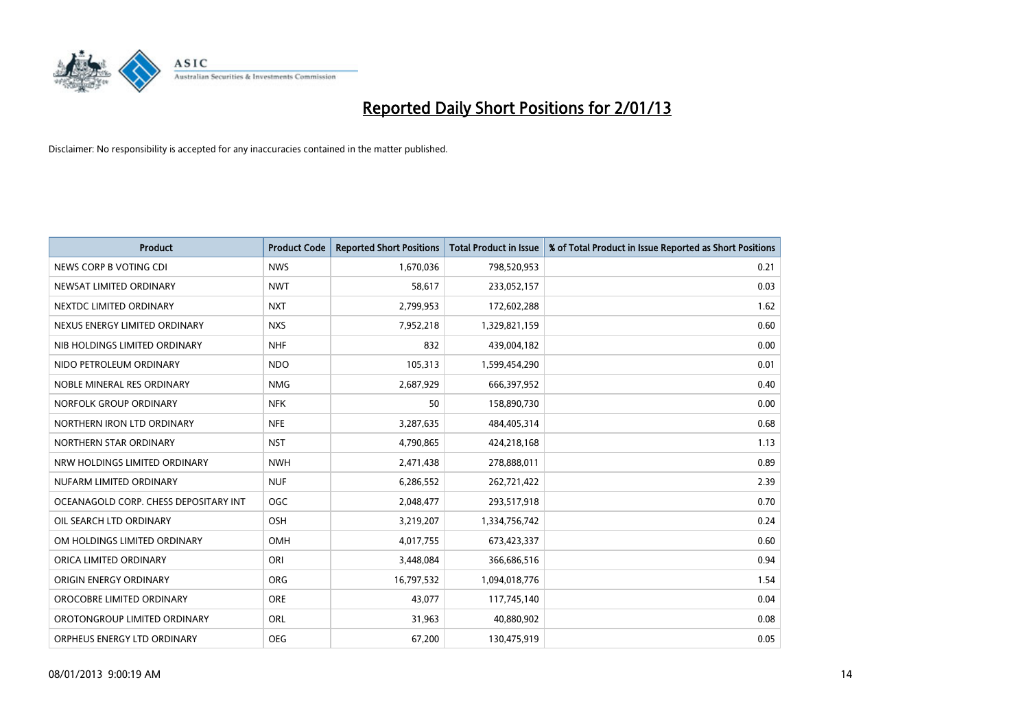# Reported Daily Short Positions for 2/01/13

Disclaimer: No responsibility is accepted for any inaccuracies contained in the matter published.

| Product | Product Code | Reported Short Positions | Total Product in Issue | % of Total Product in Issue Reported as Short Positions |
|---|---|---|---|---|
| NEWS CORP B VOTING CDI | NWS | 1,670,036 | 798,520,953 | 0.21 |
| NEWSAT LIMITED ORDINARY | NWT | 58,617 | 233,052,157 | 0.03 |
| NEXTDC LIMITED ORDINARY | NXT | 2,799,953 | 172,602,288 | 1.62 |
| NEXUS ENERGY LIMITED ORDINARY | NXS | 7,952,218 | 1,329,821,159 | 0.60 |
| NIB HOLDINGS LIMITED ORDINARY | NHF | 832 | 439,004,182 | 0.00 |
| NIDO PETROLEUM ORDINARY | NDO | 105,313 | 1,599,454,290 | 0.01 |
| NOBLE MINERAL RES ORDINARY | NMG | 2,687,929 | 666,397,952 | 0.40 |
| NORFOLK GROUP ORDINARY | NFK | 50 | 158,890,730 | 0.00 |
| NORTHERN IRON LTD ORDINARY | NFE | 3,287,635 | 484,405,314 | 0.68 |
| NORTHERN STAR ORDINARY | NST | 4,790,865 | 424,218,168 | 1.13 |
| NRW HOLDINGS LIMITED ORDINARY | NWH | 2,471,438 | 278,888,011 | 0.89 |
| NUFARM LIMITED ORDINARY | NUF | 6,286,552 | 262,721,422 | 2.39 |
| OCEANAGOLD CORP. CHESS DEPOSITARY INT | OGC | 2,048,477 | 293,517,918 | 0.70 |
| OIL SEARCH LTD ORDINARY | OSH | 3,219,207 | 1,334,756,742 | 0.24 |
| OM HOLDINGS LIMITED ORDINARY | OMH | 4,017,755 | 673,423,337 | 0.60 |
| ORICA LIMITED ORDINARY | ORI | 3,448,084 | 366,686,516 | 0.94 |
| ORIGIN ENERGY ORDINARY | ORG | 16,797,532 | 1,094,018,776 | 1.54 |
| OROCOBRE LIMITED ORDINARY | ORE | 43,077 | 117,745,140 | 0.04 |
| OROTONGROUP LIMITED ORDINARY | ORL | 31,963 | 40,880,902 | 0.08 |
| ORPHEUS ENERGY LTD ORDINARY | OEG | 67,200 | 130,475,919 | 0.05 |

08/01/2013 9:00:19 AM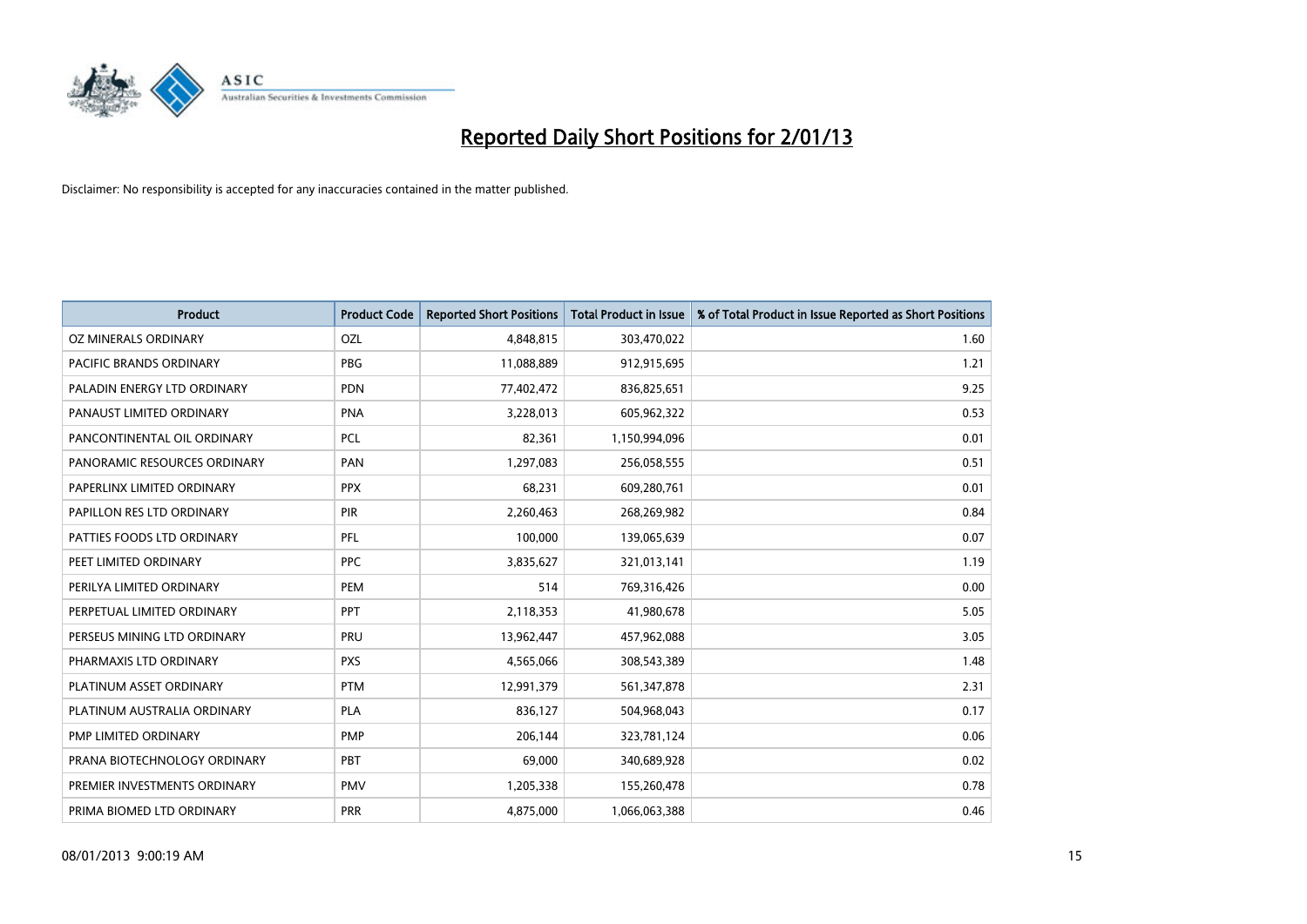# Reported Daily Short Positions for 2/01/13

Disclaimer: No responsibility is accepted for any inaccuracies contained in the matter published.

| Product | Product Code | Reported Short Positions | Total Product in Issue | % of Total Product in Issue Reported as Short Positions |
|---|---|---|---|---|
| OZ MINERALS ORDINARY | OZL | 4,848,815 | 303,470,022 | 1.60 |
| PACIFIC BRANDS ORDINARY | PBG | 11,088,889 | 912,915,695 | 1.21 |
| PALADIN ENERGY LTD ORDINARY | PDN | 77,402,472 | 836,825,651 | 9.25 |
| PANAUST LIMITED ORDINARY | PNA | 3,228,013 | 605,962,322 | 0.53 |
| PANCONTINENTAL OIL ORDINARY | PCL | 82,361 | 1,150,994,096 | 0.01 |
| PANORAMIC RESOURCES ORDINARY | PAN | 1,297,083 | 256,058,555 | 0.51 |
| PAPERLINX LIMITED ORDINARY | PPX | 68,231 | 609,280,761 | 0.01 |
| PAPILLON RES LTD ORDINARY | PIR | 2,260,463 | 268,269,982 | 0.84 |
| PATTIES FOODS LTD ORDINARY | PFL | 100,000 | 139,065,639 | 0.07 |
| PEET LIMITED ORDINARY | PPC | 3,835,627 | 321,013,141 | 1.19 |
| PERILYA LIMITED ORDINARY | PEM | 514 | 769,316,426 | 0.00 |
| PERPETUAL LIMITED ORDINARY | PPT | 2,118,353 | 41,980,678 | 5.05 |
| PERSEUS MINING LTD ORDINARY | PRU | 13,962,447 | 457,962,088 | 3.05 |
| PHARMAXIS LTD ORDINARY | PXS | 4,565,066 | 308,543,389 | 1.48 |
| PLATINUM ASSET ORDINARY | PTM | 12,991,379 | 561,347,878 | 2.31 |
| PLATINUM AUSTRALIA ORDINARY | PLA | 836,127 | 504,968,043 | 0.17 |
| PMP LIMITED ORDINARY | PMP | 206,144 | 323,781,124 | 0.06 |
| PRANA BIOTECHNOLOGY ORDINARY | PBT | 69,000 | 340,689,928 | 0.02 |
| PREMIER INVESTMENTS ORDINARY | PMV | 1,205,338 | 155,260,478 | 0.78 |
| PRIMA BIOMED LTD ORDINARY | PRR | 4,875,000 | 1,066,063,388 | 0.46 |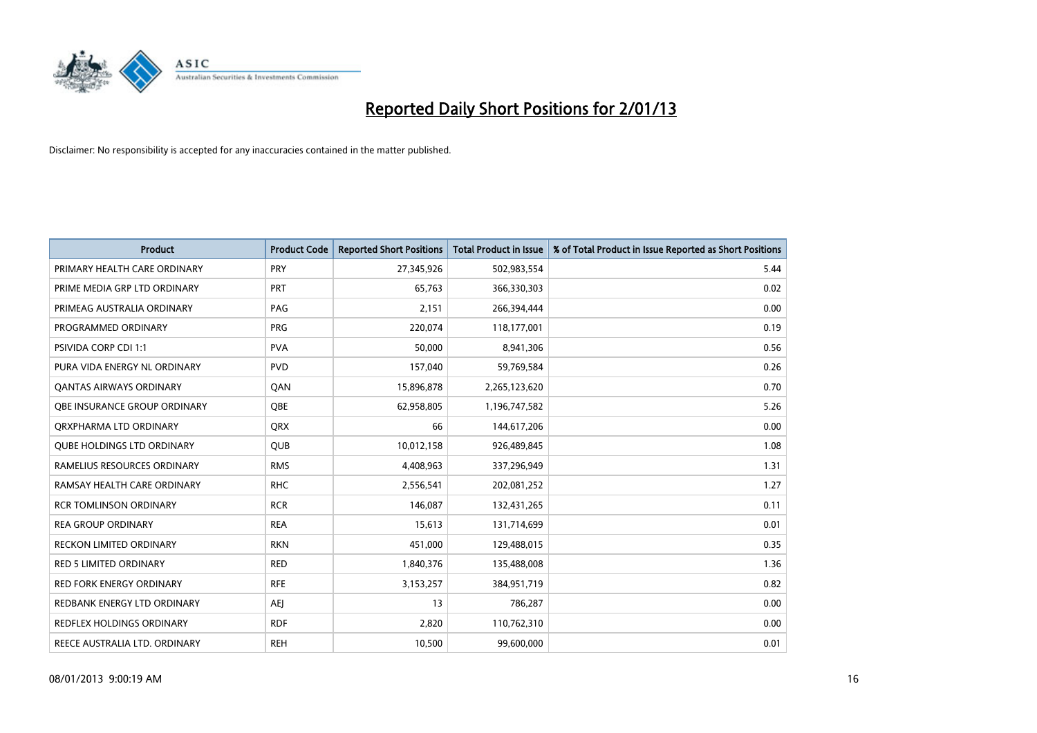# Reported Daily Short Positions for 2/01/13

Disclaimer: No responsibility is accepted for any inaccuracies contained in the matter published.

| Product | Product Code | Reported Short Positions | Total Product in Issue | % of Total Product in Issue Reported as Short Positions |
|---|---|---|---|---|
| PRIMARY HEALTH CARE ORDINARY | PRY | 27,345,926 | 502,983,554 | 5.44 |
| PRIME MEDIA GRP LTD ORDINARY | PRT | 65,763 | 366,330,303 | 0.02 |
| PRIMEAG AUSTRALIA ORDINARY | PAG | 2,151 | 266,394,444 | 0.00 |
| PROGRAMMED ORDINARY | PRG | 220,074 | 118,177,001 | 0.19 |
| PSIVIDA CORP CDI 1:1 | PVA | 50,000 | 8,941,306 | 0.56 |
| PURA VIDA ENERGY NL ORDINARY | PVD | 157,040 | 59,769,584 | 0.26 |
| QANTAS AIRWAYS ORDINARY | QAN | 15,896,878 | 2,265,123,620 | 0.70 |
| QBE INSURANCE GROUP ORDINARY | QBE | 62,958,805 | 1,196,747,582 | 5.26 |
| QRXPHARMA LTD ORDINARY | QRX | 66 | 144,617,206 | 0.00 |
| QUBE HOLDINGS LTD ORDINARY | QUB | 10,012,158 | 926,489,845 | 1.08 |
| RAMELIUS RESOURCES ORDINARY | RMS | 4,408,963 | 337,296,949 | 1.31 |
| RAMSAY HEALTH CARE ORDINARY | RHC | 2,556,541 | 202,081,252 | 1.27 |
| RCR TOMLINSON ORDINARY | RCR | 146,087 | 132,431,265 | 0.11 |
| REA GROUP ORDINARY | REA | 15,613 | 131,714,699 | 0.01 |
| RECKON LIMITED ORDINARY | RKN | 451,000 | 129,488,015 | 0.35 |
| RED 5 LIMITED ORDINARY | RED | 1,840,376 | 135,488,008 | 1.36 |
| RED FORK ENERGY ORDINARY | RFE | 3,153,257 | 384,951,719 | 0.82 |
| REDBANK ENERGY LTD ORDINARY | AEJ | 13 | 786,287 | 0.00 |
| REDFLEX HOLDINGS ORDINARY | RDF | 2,820 | 110,762,310 | 0.00 |
| REECE AUSTRALIA LTD. ORDINARY | REH | 10,500 | 99,600,000 | 0.01 |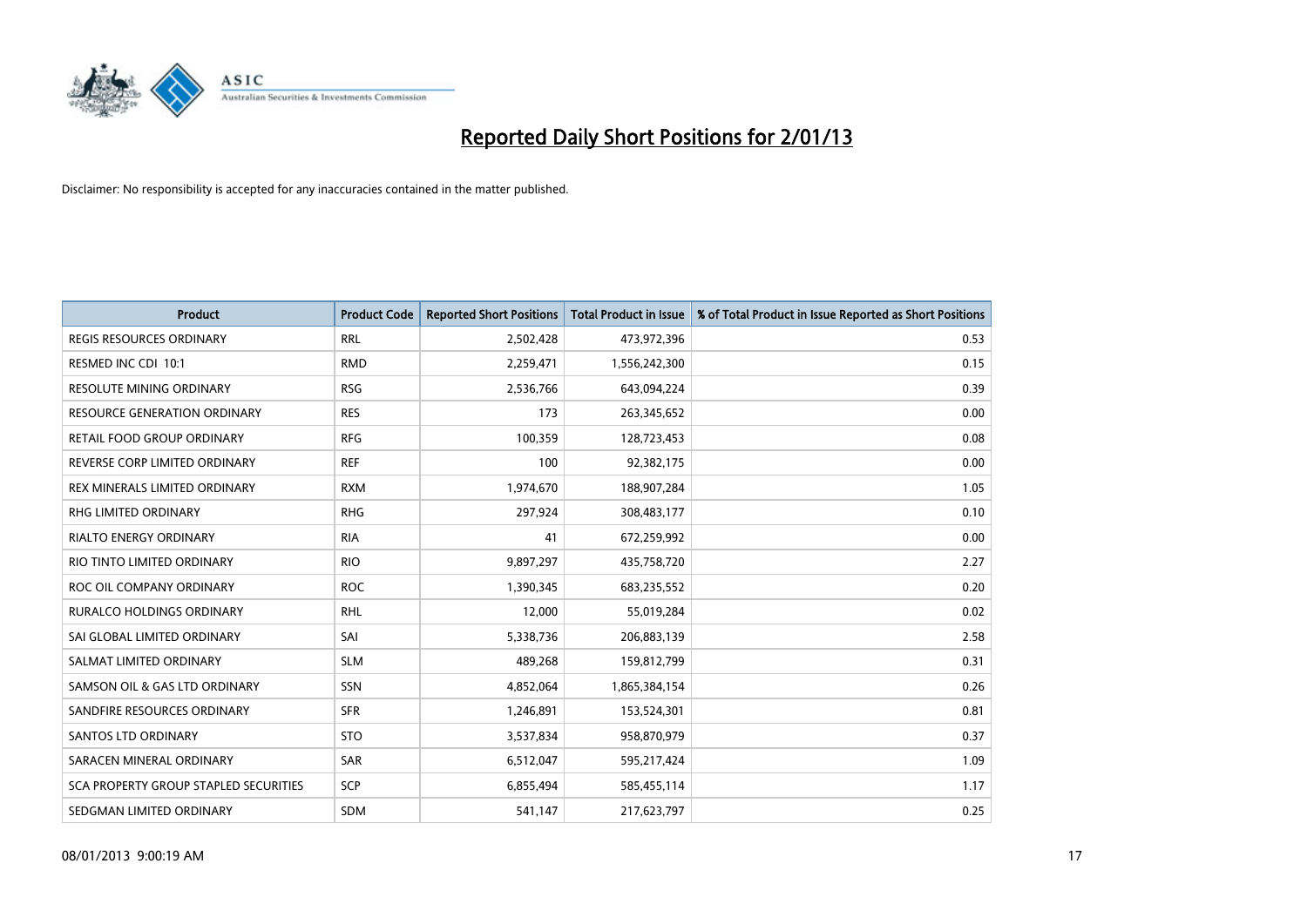# Reported Daily Short Positions for 2/01/13

Disclaimer: No responsibility is accepted for any inaccuracies contained in the matter published.

| Product | Product Code | Reported Short Positions | Total Product in Issue | % of Total Product in Issue Reported as Short Positions |
|---|---|---|---|---|
| REGIS RESOURCES ORDINARY | RRL | 2,502,428 | 473,972,396 | 0.53 |
| RESMED INC CDI 10:1 | RMD | 2,259,471 | 1,556,242,300 | 0.15 |
| RESOLUTE MINING ORDINARY | RSG | 2,536,766 | 643,094,224 | 0.39 |
| RESOURCE GENERATION ORDINARY | RES | 173 | 263,345,652 | 0.00 |
| RETAIL FOOD GROUP ORDINARY | RFG | 100,359 | 128,723,453 | 0.08 |
| REVERSE CORP LIMITED ORDINARY | REF | 100 | 92,382,175 | 0.00 |
| REX MINERALS LIMITED ORDINARY | RXM | 1,974,670 | 188,907,284 | 1.05 |
| RHG LIMITED ORDINARY | RHG | 297,924 | 308,483,177 | 0.10 |
| RIALTO ENERGY ORDINARY | RIA | 41 | 672,259,992 | 0.00 |
| RIO TINTO LIMITED ORDINARY | RIO | 9,897,297 | 435,758,720 | 2.27 |
| ROC OIL COMPANY ORDINARY | ROC | 1,390,345 | 683,235,552 | 0.20 |
| RURALCO HOLDINGS ORDINARY | RHL | 12,000 | 55,019,284 | 0.02 |
| SAI GLOBAL LIMITED ORDINARY | SAI | 5,338,736 | 206,883,139 | 2.58 |
| SALMAT LIMITED ORDINARY | SLM | 489,268 | 159,812,799 | 0.31 |
| SAMSON OIL & GAS LTD ORDINARY | SSN | 4,852,064 | 1,865,384,154 | 0.26 |
| SANDFIRE RESOURCES ORDINARY | SFR | 1,246,891 | 153,524,301 | 0.81 |
| SANTOS LTD ORDINARY | STO | 3,537,834 | 958,870,979 | 0.37 |
| SARACEN MINERAL ORDINARY | SAR | 6,512,047 | 595,217,424 | 1.09 |
| SCA PROPERTY GROUP STAPLED SECURITIES | SCP | 6,855,494 | 585,455,114 | 1.17 |
| SEDGMAN LIMITED ORDINARY | SDM | 541,147 | 217,623,797 | 0.25 |

08/01/2013 9:00:19 AM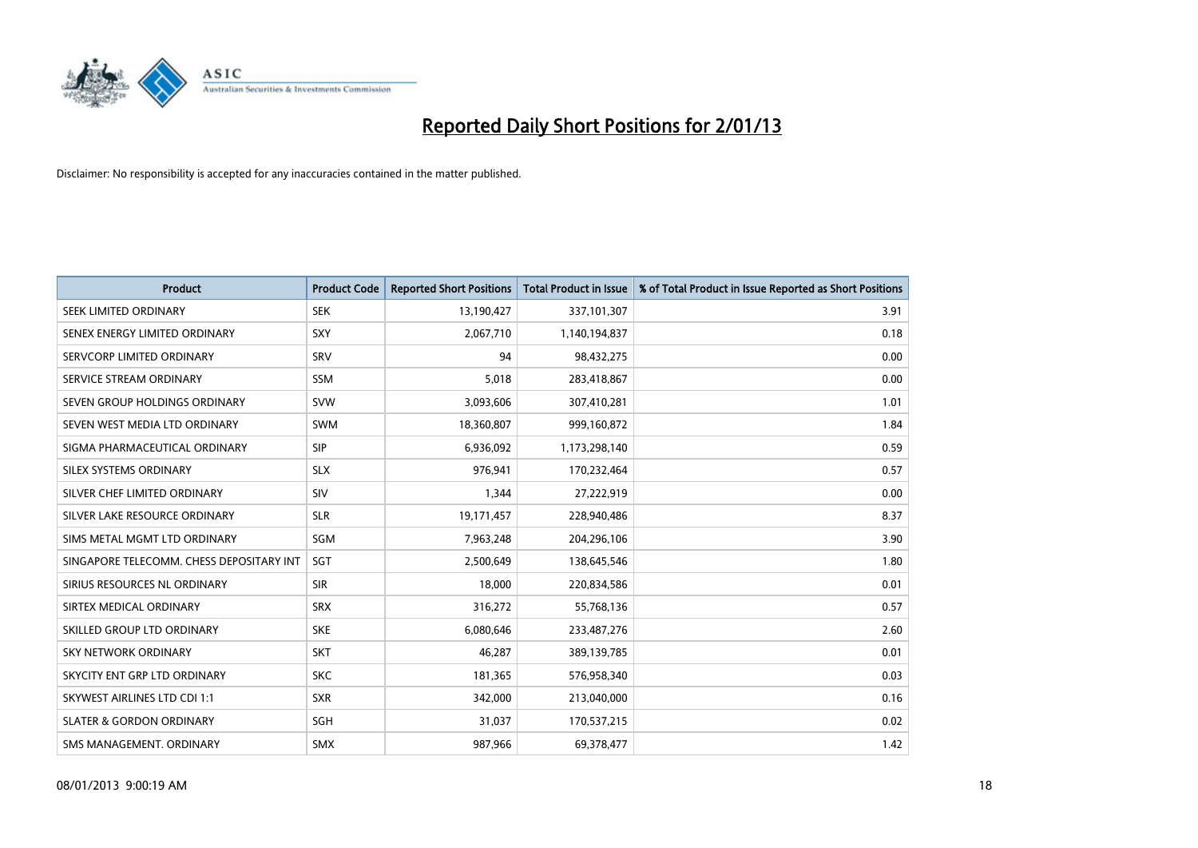# Reported Daily Short Positions for 2/01/13

Disclaimer: No responsibility is accepted for any inaccuracies contained in the matter published.

| Product | Product Code | Reported Short Positions | Total Product in Issue | % of Total Product in Issue Reported as Short Positions |
|---|---|---|---|---|
| SEEK LIMITED ORDINARY | SEK | 13,190,427 | 337,101,307 | 3.91 |
| SENEX ENERGY LIMITED ORDINARY | SXY | 2,067,710 | 1,140,194,837 | 0.18 |
| SERVCORP LIMITED ORDINARY | SRV | 94 | 98,432,275 | 0.00 |
| SERVICE STREAM ORDINARY | SSM | 5,018 | 283,418,867 | 0.00 |
| SEVEN GROUP HOLDINGS ORDINARY | SVW | 3,093,606 | 307,410,281 | 1.01 |
| SEVEN WEST MEDIA LTD ORDINARY | SWM | 18,360,807 | 999,160,872 | 1.84 |
| SIGMA PHARMACEUTICAL ORDINARY | SIP | 6,936,092 | 1,173,298,140 | 0.59 |
| SILEX SYSTEMS ORDINARY | SLX | 976,941 | 170,232,464 | 0.57 |
| SILVER CHEF LIMITED ORDINARY | SIV | 1,344 | 27,222,919 | 0.00 |
| SILVER LAKE RESOURCE ORDINARY | SLR | 19,171,457 | 228,940,486 | 8.37 |
| SIMS METAL MGMT LTD ORDINARY | SGM | 7,963,248 | 204,296,106 | 3.90 |
| SINGAPORE TELECOMM. CHESS DEPOSITARY INT | SGT | 2,500,649 | 138,645,546 | 1.80 |
| SIRIUS RESOURCES NL ORDINARY | SIR | 18,000 | 220,834,586 | 0.01 |
| SIRTEX MEDICAL ORDINARY | SRX | 316,272 | 55,768,136 | 0.57 |
| SKILLED GROUP LTD ORDINARY | SKE | 6,080,646 | 233,487,276 | 2.60 |
| SKY NETWORK ORDINARY | SKT | 46,287 | 389,139,785 | 0.01 |
| SKYCITY ENT GRP LTD ORDINARY | SKC | 181,365 | 576,958,340 | 0.03 |
| SKYWEST AIRLINES LTD CDI 1:1 | SXR | 342,000 | 213,040,000 | 0.16 |
| SLATER & GORDON ORDINARY | SGH | 31,037 | 170,537,215 | 0.02 |
| SMS MANAGEMENT. ORDINARY | SMX | 987,966 | 69,378,477 | 1.42 |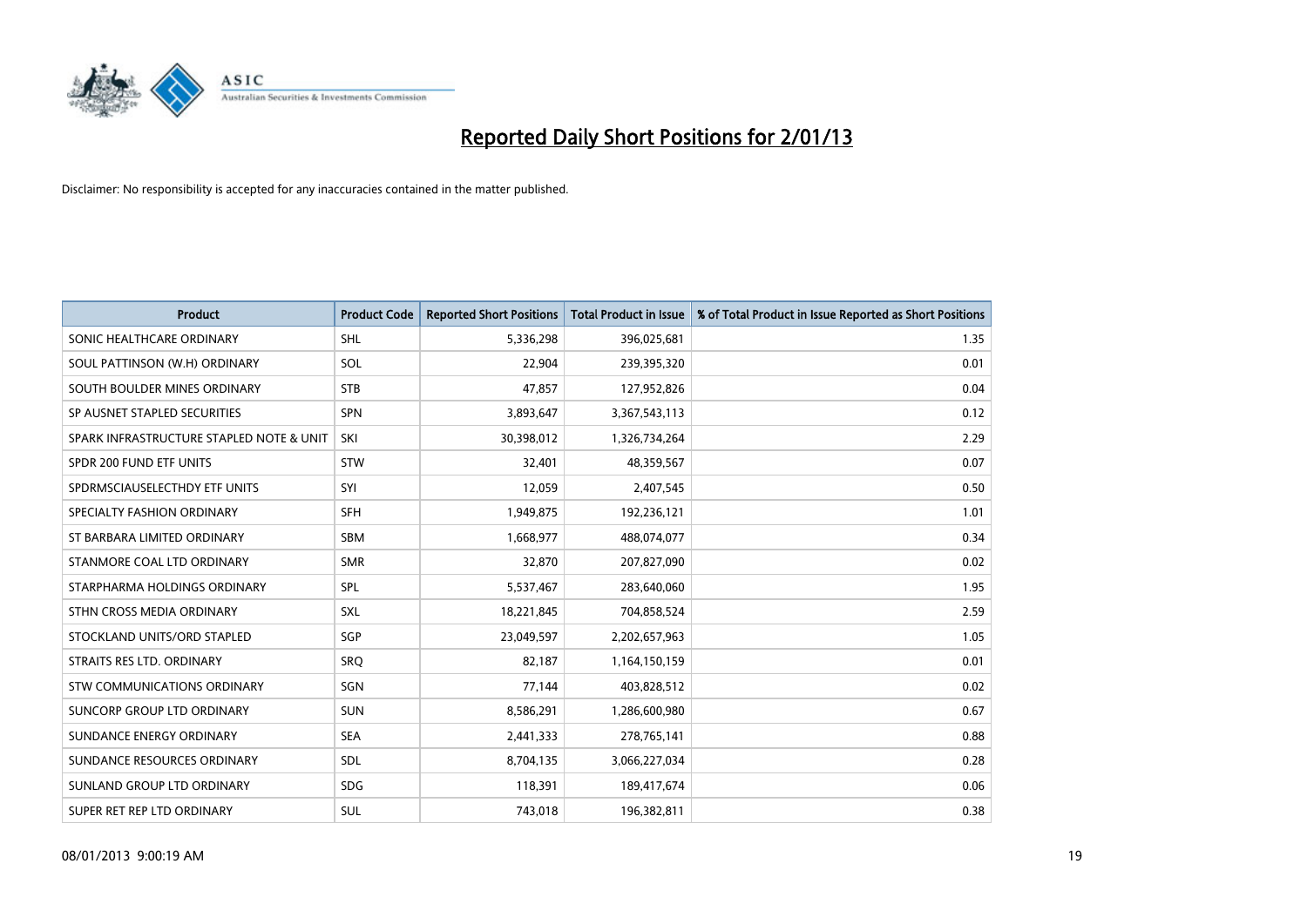# Reported Daily Short Positions for 2/01/13

Disclaimer: No responsibility is accepted for any inaccuracies contained in the matter published.

| Product | Product Code | Reported Short Positions | Total Product in Issue | % of Total Product in Issue Reported as Short Positions |
|---|---|---|---|---|
| SONIC HEALTHCARE ORDINARY | SHL | 5,336,298 | 396,025,681 | 1.35 |
| SOUL PATTINSON (W.H) ORDINARY | SOL | 22,904 | 239,395,320 | 0.01 |
| SOUTH BOULDER MINES ORDINARY | STB | 47,857 | 127,952,826 | 0.04 |
| SP AUSNET STAPLED SECURITIES | SPN | 3,893,647 | 3,367,543,113 | 0.12 |
| SPARK INFRASTRUCTURE STAPLED NOTE & UNIT | SKI | 30,398,012 | 1,326,734,264 | 2.29 |
| SPDR 200 FUND ETF UNITS | STW | 32,401 | 48,359,567 | 0.07 |
| SPDRMSCIAUSELECTHDY ETF UNITS | SYI | 12,059 | 2,407,545 | 0.50 |
| SPECIALTY FASHION ORDINARY | SFH | 1,949,875 | 192,236,121 | 1.01 |
| ST BARBARA LIMITED ORDINARY | SBM | 1,668,977 | 488,074,077 | 0.34 |
| STANMORE COAL LTD ORDINARY | SMR | 32,870 | 207,827,090 | 0.02 |
| STARPHARMA HOLDINGS ORDINARY | SPL | 5,537,467 | 283,640,060 | 1.95 |
| STHN CROSS MEDIA ORDINARY | SXL | 18,221,845 | 704,858,524 | 2.59 |
| STOCKLAND UNITS/ORD STAPLED | SGP | 23,049,597 | 2,202,657,963 | 1.05 |
| STRAITS RES LTD. ORDINARY | SRQ | 82,187 | 1,164,150,159 | 0.01 |
| STW COMMUNICATIONS ORDINARY | SGN | 77,144 | 403,828,512 | 0.02 |
| SUNCORP GROUP LTD ORDINARY | SUN | 8,586,291 | 1,286,600,980 | 0.67 |
| SUNDANCE ENERGY ORDINARY | SEA | 2,441,333 | 278,765,141 | 0.88 |
| SUNDANCE RESOURCES ORDINARY | SDL | 8,704,135 | 3,066,227,034 | 0.28 |
| SUNLAND GROUP LTD ORDINARY | SDG | 118,391 | 189,417,674 | 0.06 |
| SUPER RET REP LTD ORDINARY | SUL | 743,018 | 196,382,811 | 0.38 |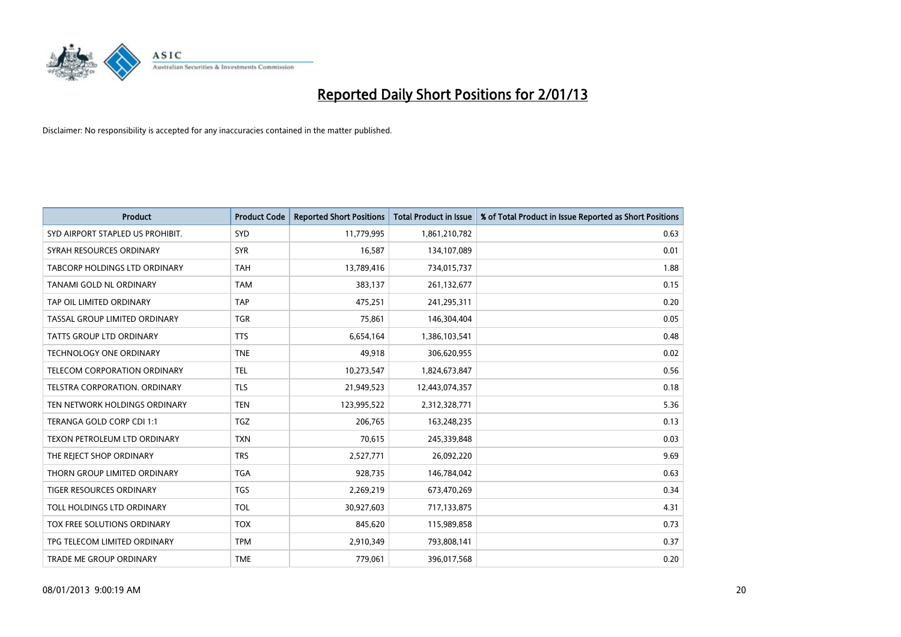# Reported Daily Short Positions for 2/01/13

Disclaimer: No responsibility is accepted for any inaccuracies contained in the matter published.

| Product | Product Code | Reported Short Positions | Total Product in Issue | % of Total Product in Issue Reported as Short Positions |
|---|---|---|---|---|
| SYD AIRPORT STAPLED US PROHIBIT. | SYD | 11,779,995 | 1,861,210,782 | 0.63 |
| SYRAH RESOURCES ORDINARY | SYR | 16,587 | 134,107,089 | 0.01 |
| TABCORP HOLDINGS LTD ORDINARY | TAH | 13,789,416 | 734,015,737 | 1.88 |
| TANAMI GOLD NL ORDINARY | TAM | 383,137 | 261,132,677 | 0.15 |
| TAP OIL LIMITED ORDINARY | TAP | 475,251 | 241,295,311 | 0.20 |
| TASSAL GROUP LIMITED ORDINARY | TGR | 75,861 | 146,304,404 | 0.05 |
| TATTS GROUP LTD ORDINARY | TTS | 6,654,164 | 1,386,103,541 | 0.48 |
| TECHNOLOGY ONE ORDINARY | TNE | 49,918 | 306,620,955 | 0.02 |
| TELECOM CORPORATION ORDINARY | TEL | 10,273,547 | 1,824,673,847 | 0.56 |
| TELSTRA CORPORATION. ORDINARY | TLS | 21,949,523 | 12,443,074,357 | 0.18 |
| TEN NETWORK HOLDINGS ORDINARY | TEN | 123,995,522 | 2,312,328,771 | 5.36 |
| TERANGA GOLD CORP CDI 1:1 | TGZ | 206,765 | 163,248,235 | 0.13 |
| TEXON PETROLEUM LTD ORDINARY | TXN | 70,615 | 245,339,848 | 0.03 |
| THE REJECT SHOP ORDINARY | TRS | 2,527,771 | 26,092,220 | 9.69 |
| THORN GROUP LIMITED ORDINARY | TGA | 928,735 | 146,784,042 | 0.63 |
| TIGER RESOURCES ORDINARY | TGS | 2,269,219 | 673,470,269 | 0.34 |
| TOLL HOLDINGS LTD ORDINARY | TOL | 30,927,603 | 717,133,875 | 4.31 |
| TOX FREE SOLUTIONS ORDINARY | TOX | 845,620 | 115,989,858 | 0.73 |
| TPG TELECOM LIMITED ORDINARY | TPM | 2,910,349 | 793,808,141 | 0.37 |
| TRADE ME GROUP ORDINARY | TME | 779,061 | 396,017,568 | 0.20 |

08/01/2013 9:00:19 AM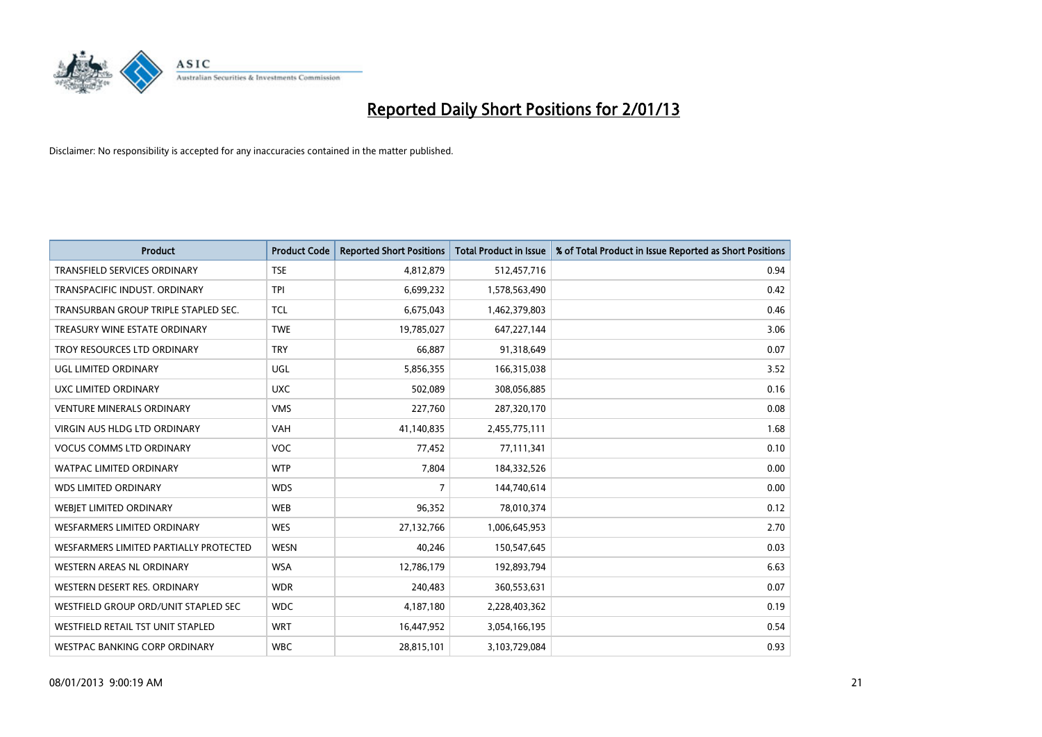# Reported Daily Short Positions for 2/01/13

Disclaimer: No responsibility is accepted for any inaccuracies contained in the matter published.

| Product | Product Code | Reported Short Positions | Total Product in Issue | % of Total Product in Issue Reported as Short Positions |
|---|---|---|---|---|
| TRANSFIELD SERVICES ORDINARY | TSE | 4,812,879 | 512,457,716 | 0.94 |
| TRANSPACIFIC INDUST. ORDINARY | TPI | 6,699,232 | 1,578,563,490 | 0.42 |
| TRANSURBAN GROUP TRIPLE STAPLED SEC. | TCL | 6,675,043 | 1,462,379,803 | 0.46 |
| TREASURY WINE ESTATE ORDINARY | TWE | 19,785,027 | 647,227,144 | 3.06 |
| TROY RESOURCES LTD ORDINARY | TRY | 66,887 | 91,318,649 | 0.07 |
| UGL LIMITED ORDINARY | UGL | 5,856,355 | 166,315,038 | 3.52 |
| UXC LIMITED ORDINARY | UXC | 502,089 | 308,056,885 | 0.16 |
| VENTURE MINERALS ORDINARY | VMS | 227,760 | 287,320,170 | 0.08 |
| VIRGIN AUS HLDG LTD ORDINARY | VAH | 41,140,835 | 2,455,775,111 | 1.68 |
| VOCUS COMMS LTD ORDINARY | VOC | 77,452 | 77,111,341 | 0.10 |
| WATPAC LIMITED ORDINARY | WTP | 7,804 | 184,332,526 | 0.00 |
| WDS LIMITED ORDINARY | WDS | 7 | 144,740,614 | 0.00 |
| WEBJET LIMITED ORDINARY | WEB | 96,352 | 78,010,374 | 0.12 |
| WESFARMERS LIMITED ORDINARY | WES | 27,132,766 | 1,006,645,953 | 2.70 |
| WESFARMERS LIMITED PARTIALLY PROTECTED | WESN | 40,246 | 150,547,645 | 0.03 |
| WESTERN AREAS NL ORDINARY | WSA | 12,786,179 | 192,893,794 | 6.63 |
| WESTERN DESERT RES. ORDINARY | WDR | 240,483 | 360,553,631 | 0.07 |
| WESTFIELD GROUP ORD/UNIT STAPLED SEC | WDC | 4,187,180 | 2,228,403,362 | 0.19 |
| WESTFIELD RETAIL TST UNIT STAPLED | WRT | 16,447,952 | 3,054,166,195 | 0.54 |
| WESTPAC BANKING CORP ORDINARY | WBC | 28,815,101 | 3,103,729,084 | 0.93 |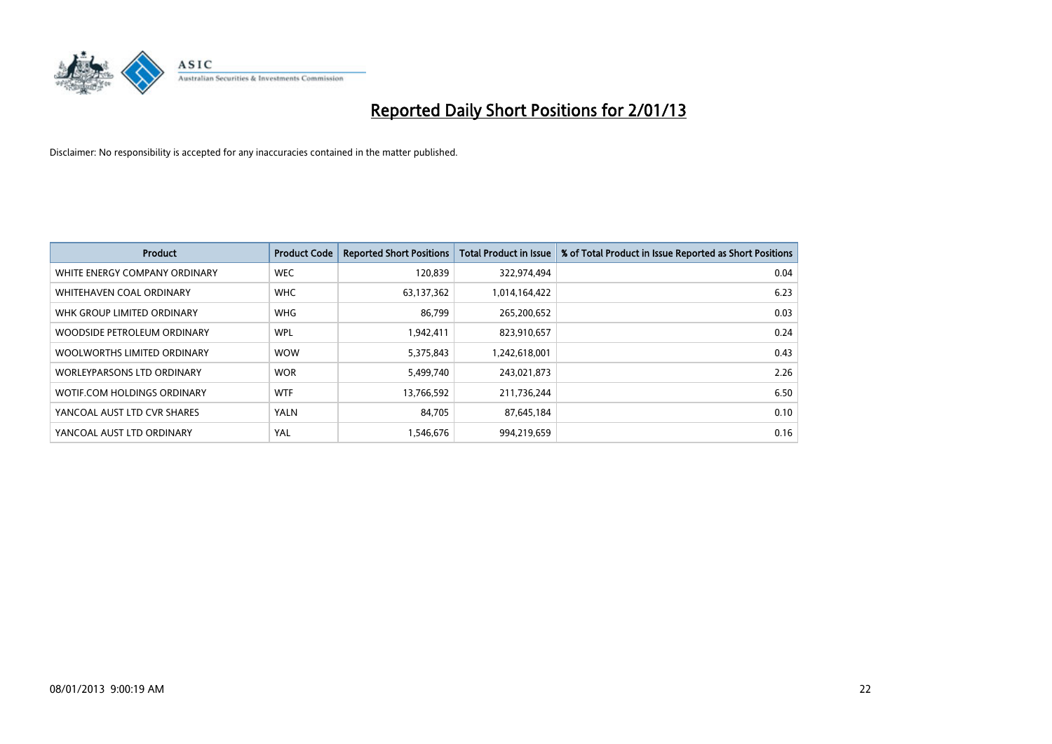# Reported Daily Short Positions for 2/01/13

Disclaimer: No responsibility is accepted for any inaccuracies contained in the matter published.

| Product | Product Code | Reported Short Positions | Total Product in Issue | % of Total Product in Issue Reported as Short Positions |
|---|---|---|---|---|
| WHITE ENERGY COMPANY ORDINARY | WEC | 120,839 | 322,974,494 | 0.04 |
| WHITEHAVEN COAL ORDINARY | WHC | 63,137,362 | 1,014,164,422 | 6.23 |
| WHK GROUP LIMITED ORDINARY | WHG | 86,799 | 265,200,652 | 0.03 |
| WOODSIDE PETROLEUM ORDINARY | WPL | 1,942,411 | 823,910,657 | 0.24 |
| WOOLWORTHS LIMITED ORDINARY | WOW | 5,375,843 | 1,242,618,001 | 0.43 |
| WORLEYPARSONS LTD ORDINARY | WOR | 5,499,740 | 243,021,873 | 2.26 |
| WOTIF.COM HOLDINGS ORDINARY | WTF | 13,766,592 | 211,736,244 | 6.50 |
| YANCOAL AUST LTD CVR SHARES | YALN | 84,705 | 87,645,184 | 0.10 |
| YANCOAL AUST LTD ORDINARY | YAL | 1,546,676 | 994,219,659 | 0.16 |